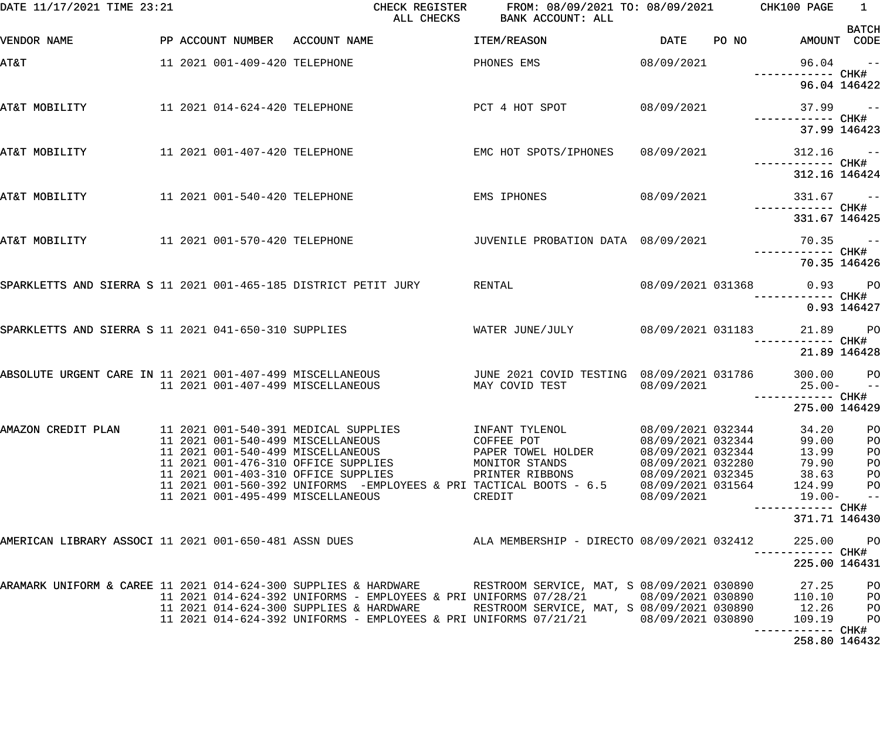DATE 11/17/2021 TIME 23:21 CHECK REGISTER FROM: 08/09/2021 TO: 08/09/2021 CHK100 PAGE 1
ALL CHECKS BANK ACCOUNT: ALL

| VENDOR NAME | PP | ACCOUNT NUMBER | ACCOUNT NAME | ITEM/REASON | DATE | PO NO | AMOUNT | BATCH CODE |
|---|---|---|---|---|---|---|---|---|
| AT&T | 11 | 2021 001-409-420 | TELEPHONE | PHONES EMS | 08/09/2021 | | 96.04 | -- |
| | | | | | | | ------------ | CHK# |
| | | | | | | | 96.04 | 146422 |
| AT&T MOBILITY | 11 | 2021 014-624-420 | TELEPHONE | PCT 4 HOT SPOT | 08/09/2021 | | 37.99 | -- |
| | | | | | | | ------------ | CHK# |
| | | | | | | | 37.99 | 146423 |
| AT&T MOBILITY | 11 | 2021 001-407-420 | TELEPHONE | EMC HOT SPOTS/IPHONES | 08/09/2021 | | 312.16 | -- |
| | | | | | | | ------------ | CHK# |
| | | | | | | | 312.16 | 146424 |
| AT&T MOBILITY | 11 | 2021 001-540-420 | TELEPHONE | EMS IPHONES | 08/09/2021 | | 331.67 | -- |
| | | | | | | | ------------ | CHK# |
| | | | | | | | 331.67 | 146425 |
| AT&T MOBILITY | 11 | 2021 001-570-420 | TELEPHONE | JUVENILE PROBATION DATA | 08/09/2021 | | 70.35 | -- |
| | | | | | | | ------------ | CHK# |
| | | | | | | | 70.35 | 146426 |
| SPARKLETTS AND SIERRA S | 11 | 2021 001-465-185 | DISTRICT PETIT JURY | RENTAL | 08/09/2021 | 031368 | 0.93 | PO |
| | | | | | | | ------------ | CHK# |
| | | | | | | | 0.93 | 146427 |
| SPARKLETTS AND SIERRA S | 11 | 2021 041-650-310 | SUPPLIES | WATER JUNE/JULY | 08/09/2021 | 031183 | 21.89 | PO |
| | | | | | | | ------------ | CHK# |
| | | | | | | | 21.89 | 146428 |
| ABSOLUTE URGENT CARE IN | 11 | 2021 001-407-499 | MISCELLANEOUS | JUNE 2021 COVID TESTING | 08/09/2021 | 031786 | 300.00 | PO |
| | 11 | 2021 001-407-499 | MISCELLANEOUS | MAY COVID TEST | 08/09/2021 | | 25.00- | -- |
| | | | | | | | ------------ | CHK# |
| | | | | | | | 275.00 | 146429 |
| AMAZON CREDIT PLAN | 11 | 2021 001-540-391 | MEDICAL SUPPLIES | INFANT TYLENOL | 08/09/2021 | 032344 | 34.20 | PO |
| | 11 | 2021 001-540-499 | MISCELLANEOUS | COFFEE POT | 08/09/2021 | 032344 | 99.00 | PO |
| | 11 | 2021 001-540-499 | MISCELLANEOUS | PAPER TOWEL HOLDER | 08/09/2021 | 032344 | 13.99 | PO |
| | 11 | 2021 001-476-310 | OFFICE SUPPLIES | MONITOR STANDS | 08/09/2021 | 032280 | 79.90 | PO |
| | 11 | 2021 001-403-310 | OFFICE SUPPLIES | PRINTER RIBBONS | 08/09/2021 | 032345 | 38.63 | PO |
| | 11 | 2021 001-560-392 | UNIFORMS -EMPLOYEES & PRI | TACTICAL BOOTS - 6.5 | 08/09/2021 | 031564 | 124.99 | PO |
| | 11 | 2021 001-495-499 | MISCELLANEOUS | CREDIT | 08/09/2021 | | 19.00- | -- |
| | | | | | | | ------------ | CHK# |
| | | | | | | | 371.71 | 146430 |
| AMERICAN LIBRARY ASSOCI | 11 | 2021 001-650-481 | ASSN DUES | ALA MEMBERSHIP - DIRECTO | 08/09/2021 | 032412 | 225.00 | PO |
| | | | | | | | ------------ | CHK# |
| | | | | | | | 225.00 | 146431 |
| ARAMARK UNIFORM & CAREE | 11 | 2021 014-624-300 | SUPPLIES & HARDWARE | RESTROOM SERVICE, MAT, S | 08/09/2021 | 030890 | 27.25 | PO |
| | 11 | 2021 014-624-392 | UNIFORMS - EMPLOYEES & PRI | UNIFORMS 07/28/21 | 08/09/2021 | 030890 | 110.10 | PO |
| | 11 | 2021 014-624-300 | SUPPLIES & HARDWARE | RESTROOM SERVICE, MAT, S | 08/09/2021 | 030890 | 12.26 | PO |
| | 11 | 2021 014-624-392 | UNIFORMS - EMPLOYEES & PRI | UNIFORMS 07/21/21 | 08/09/2021 | 030890 | 109.19 | PO |
| | | | | | | | ------------ | CHK# |
| | | | | | | | 258.80 | 146432 |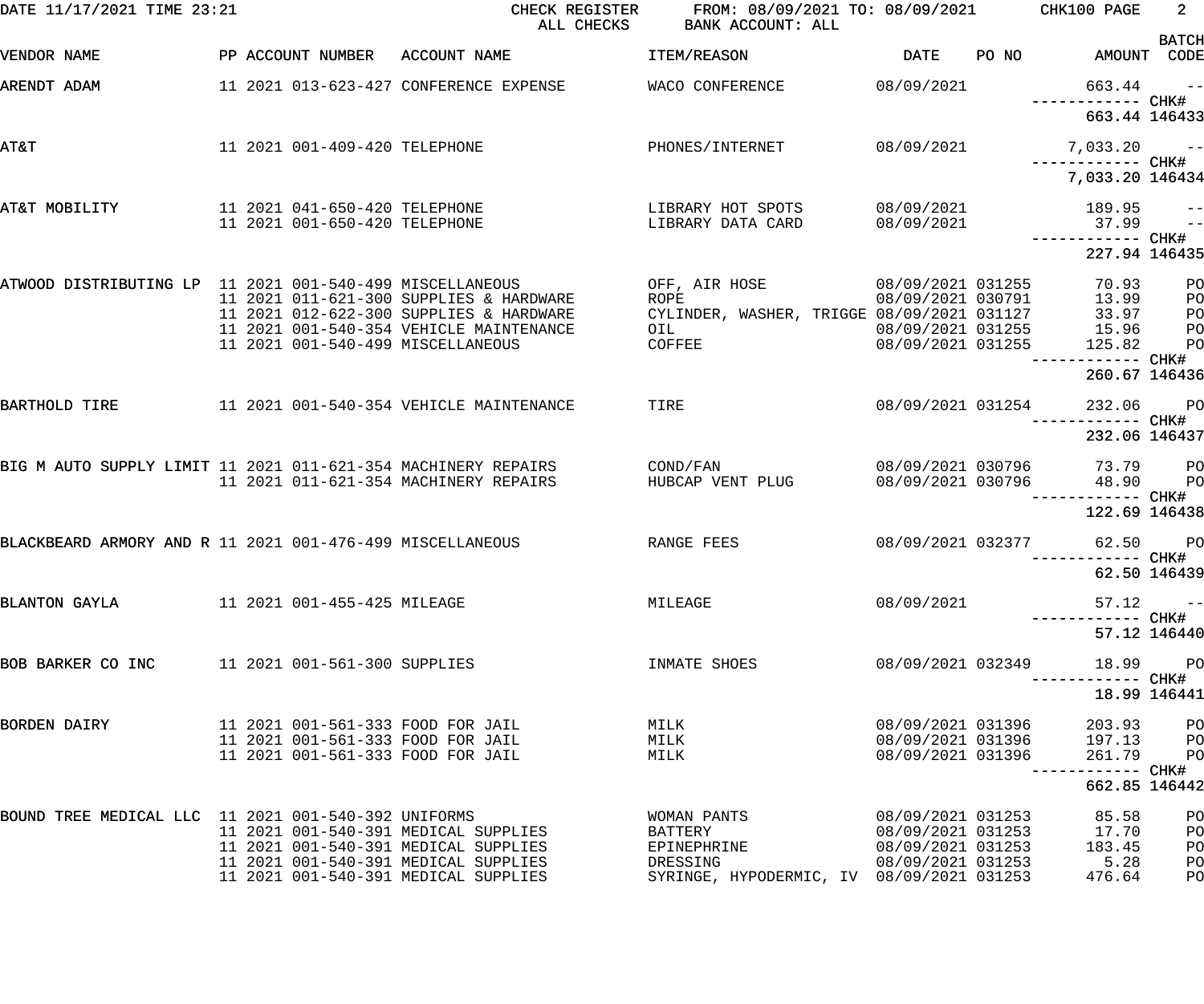DATE 11/17/2021 TIME 23:21 CHECK REGISTER FROM: 08/09/2021 TO: 08/09/2021

ALL CHECKS BANK ACCOUNT: ALL

| VENDOR NAME | PP ACCOUNT NUMBER | ACCOUNT NAME | ITEM/REASON | DATE | PO NO | AMOUNT | BATCH CODE |
|---|---|---|---|---|---|---|---|
| ARENDT ADAM | 11 2021 013-623-427 | CONFERENCE EXPENSE | WACO CONFERENCE | 08/09/2021 | | 663.44 | -- |
| | | | | | | 663.44 | CHK# 146433 |
| AT&T | 11 2021 001-409-420 | TELEPHONE | PHONES/INTERNET | 08/09/2021 | | 7,033.20 | -- |
| | | | | | | 7,033.20 | CHK# 146434 |
| AT&T MOBILITY | 11 2021 041-650-420 | TELEPHONE | LIBRARY HOT SPOTS | 08/09/2021 | | 189.95 | -- |
| | 11 2021 001-650-420 | TELEPHONE | LIBRARY DATA CARD | 08/09/2021 | | 37.99 | -- |
| | | | | | | 227.94 | CHK# 146435 |
| ATWOOD DISTRIBUTING LP | 11 2021 001-540-499 | MISCELLANEOUS | OFF, AIR HOSE | 08/09/2021 | 031255 | 70.93 | PO |
| | 11 2021 011-621-300 | SUPPLIES & HARDWARE | ROPE | 08/09/2021 | 030791 | 13.99 | PO |
| | 11 2021 012-622-300 | SUPPLIES & HARDWARE | CYLINDER, WASHER, TRIGGE | 08/09/2021 | 031127 | 33.97 | PO |
| | 11 2021 001-540-354 | VEHICLE MAINTENANCE | OIL | 08/09/2021 | 031255 | 15.96 | PO |
| | 11 2021 001-540-499 | MISCELLANEOUS | COFFEE | 08/09/2021 | 031255 | 125.82 | PO |
| | | | | | | 260.67 | CHK# 146436 |
| BARTHOLD TIRE | 11 2021 001-540-354 | VEHICLE MAINTENANCE | TIRE | 08/09/2021 | 031254 | 232.06 | PO |
| | | | | | | 232.06 | CHK# 146437 |
| BIG M AUTO SUPPLY LIMIT | 11 2021 011-621-354 | MACHINERY REPAIRS | COND/FAN | 08/09/2021 | 030796 | 73.79 | PO |
| | 11 2021 011-621-354 | MACHINERY REPAIRS | HUBCAP VENT PLUG | 08/09/2021 | 030796 | 48.90 | PO |
| | | | | | | 122.69 | CHK# 146438 |
| BLACKBEARD ARMORY AND R | 11 2021 001-476-499 | MISCELLANEOUS | RANGE FEES | 08/09/2021 | 032377 | 62.50 | PO |
| | | | | | | 62.50 | CHK# 146439 |
| BLANTON GAYLA | 11 2021 001-455-425 | MILEAGE | MILEAGE | 08/09/2021 | | 57.12 | -- |
| | | | | | | 57.12 | CHK# 146440 |
| BOB BARKER CO INC | 11 2021 001-561-300 | SUPPLIES | INMATE SHOES | 08/09/2021 | 032349 | 18.99 | PO |
| | | | | | | 18.99 | CHK# 146441 |
| BORDEN DAIRY | 11 2021 001-561-333 | FOOD FOR JAIL | MILK | 08/09/2021 | 031396 | 203.93 | PO |
| | 11 2021 001-561-333 | FOOD FOR JAIL | MILK | 08/09/2021 | 031396 | 197.13 | PO |
| | 11 2021 001-561-333 | FOOD FOR JAIL | MILK | 08/09/2021 | 031396 | 261.79 | PO |
| | | | | | | 662.85 | CHK# 146442 |
| BOUND TREE MEDICAL LLC | 11 2021 001-540-392 | UNIFORMS | WOMAN PANTS | 08/09/2021 | 031253 | 85.58 | PO |
| | 11 2021 001-540-391 | MEDICAL SUPPLIES | BATTERY | 08/09/2021 | 031253 | 17.70 | PO |
| | 11 2021 001-540-391 | MEDICAL SUPPLIES | EPINEPHRINE | 08/09/2021 | 031253 | 183.45 | PO |
| | 11 2021 001-540-391 | MEDICAL SUPPLIES | DRESSING | 08/09/2021 | 031253 | 5.28 | PO |
| | 11 2021 001-540-391 | MEDICAL SUPPLIES | SYRINGE, HYPODERMIC, IV | 08/09/2021 | 031253 | 476.64 | PO |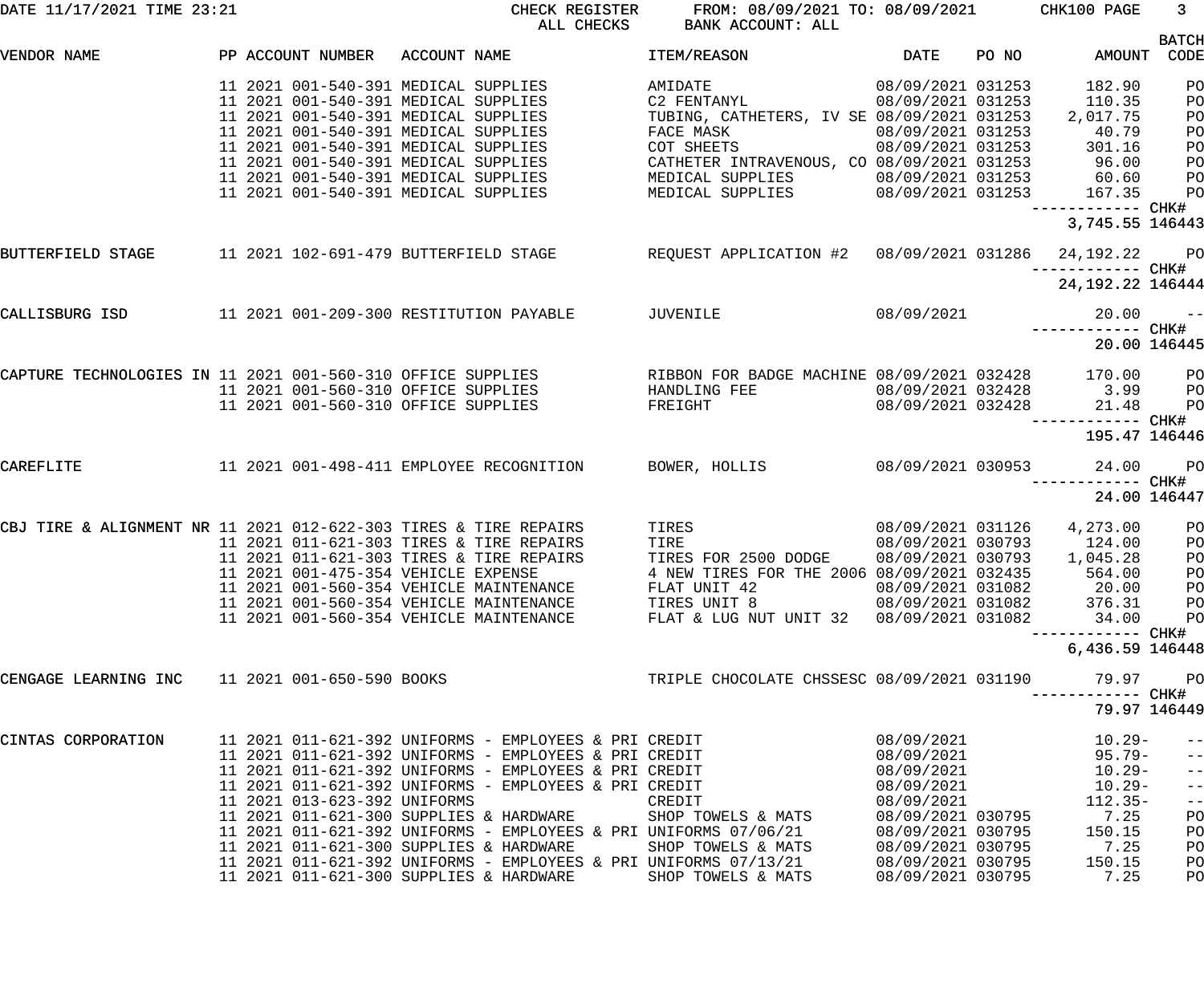CHECK REGISTER FROM: 08/09/2021 TO: 08/09/2021
ALL CHECKS BANK ACCOUNT: ALL

| VENDOR NAME | PP | ACCOUNT NUMBER | ACCOUNT NAME | ITEM/REASON | DATE | PO NO | AMOUNT | BATCH CODE |
|---|---|---|---|---|---|---|---|---|
| | 11 2021 | 001-540-391 | MEDICAL SUPPLIES | AMIDATE | 08/09/2021 | 031253 | 182.90 | PO |
| | 11 2021 | 001-540-391 | MEDICAL SUPPLIES | C2 FENTANYL | 08/09/2021 | 031253 | 110.35 | PO |
| | 11 2021 | 001-540-391 | MEDICAL SUPPLIES | TUBING, CATHETERS, IV SE | 08/09/2021 | 031253 | 2,017.75 | PO |
| | 11 2021 | 001-540-391 | MEDICAL SUPPLIES | FACE MASK | 08/09/2021 | 031253 | 40.79 | PO |
| | 11 2021 | 001-540-391 | MEDICAL SUPPLIES | COT SHEETS | 08/09/2021 | 031253 | 301.16 | PO |
| | 11 2021 | 001-540-391 | MEDICAL SUPPLIES | CATHETER INTRAVENOUS, CO | 08/09/2021 | 031253 | 96.00 | PO |
| | 11 2021 | 001-540-391 | MEDICAL SUPPLIES | MEDICAL SUPPLIES | 08/09/2021 | 031253 | 60.60 | PO |
| | 11 2021 | 001-540-391 | MEDICAL SUPPLIES | MEDICAL SUPPLIES | 08/09/2021 | 031253 | 167.35 | PO |
| | | | | | | | 3,745.55 | CHK# 146443 |
| BUTTERFIELD STAGE | 11 2021 | 102-691-479 | BUTTERFIELD STAGE | REQUEST APPLICATION #2 | 08/09/2021 | 031286 | 24,192.22 | PO |
| | | | | | | | 24,192.22 | CHK# 146444 |
| CALLISBURG ISD | 11 2021 | 001-209-300 | RESTITUTION PAYABLE | JUVENILE | 08/09/2021 | | 20.00 | -- |
| | | | | | | | 20.00 | CHK# 146445 |
| CAPTURE TECHNOLOGIES IN | 11 2021 | 001-560-310 | OFFICE SUPPLIES | RIBBON FOR BADGE MACHINE | 08/09/2021 | 032428 | 170.00 | PO |
| | 11 2021 | 001-560-310 | OFFICE SUPPLIES | HANDLING FEE | 08/09/2021 | 032428 | 3.99 | PO |
| | 11 2021 | 001-560-310 | OFFICE SUPPLIES | FREIGHT | 08/09/2021 | 032428 | 21.48 | PO |
| | | | | | | | 195.47 | CHK# 146446 |
| CAREFLITE | 11 2021 | 001-498-411 | EMPLOYEE RECOGNITION | BOWER, HOLLIS | 08/09/2021 | 030953 | 24.00 | PO |
| | | | | | | | 24.00 | CHK# 146447 |
| CBJ TIRE & ALIGNMENT NR | 11 2021 | 012-622-303 | TIRES & TIRE REPAIRS | TIRES | 08/09/2021 | 031126 | 4,273.00 | PO |
| | 11 2021 | 011-621-303 | TIRES & TIRE REPAIRS | TIRE | 08/09/2021 | 030793 | 124.00 | PO |
| | 11 2021 | 011-621-303 | TIRES & TIRE REPAIRS | TIRES FOR 2500 DODGE | 08/09/2021 | 030793 | 1,045.28 | PO |
| | 11 2021 | 001-475-354 | VEHICLE EXPENSE | 4 NEW TIRES FOR THE 2006 | 08/09/2021 | 032435 | 564.00 | PO |
| | 11 2021 | 001-560-354 | VEHICLE MAINTENANCE | FLAT UNIT 42 | 08/09/2021 | 031082 | 20.00 | PO |
| | 11 2021 | 001-560-354 | VEHICLE MAINTENANCE | TIRES UNIT 8 | 08/09/2021 | 031082 | 376.31 | PO |
| | 11 2021 | 001-560-354 | VEHICLE MAINTENANCE | FLAT & LUG NUT UNIT 32 | 08/09/2021 | 031082 | 34.00 | PO |
| | | | | | | | 6,436.59 | CHK# 146448 |
| CENGAGE LEARNING INC | 11 2021 | 001-650-590 | BOOKS | TRIPLE CHOCOLATE CHSSESC | 08/09/2021 | 031190 | 79.97 | PO |
| | | | | | | | 79.97 | CHK# 146449 |
| CINTAS CORPORATION | 11 2021 | 011-621-392 | UNIFORMS - EMPLOYEES & PRI | CREDIT | 08/09/2021 | | 10.29- | -- |
| | 11 2021 | 011-621-392 | UNIFORMS - EMPLOYEES & PRI | CREDIT | 08/09/2021 | | 95.79- | -- |
| | 11 2021 | 011-621-392 | UNIFORMS - EMPLOYEES & PRI | CREDIT | 08/09/2021 | | 10.29- | -- |
| | 11 2021 | 011-621-392 | UNIFORMS - EMPLOYEES & PRI | CREDIT | 08/09/2021 | | 10.29- | -- |
| | 11 2021 | 013-623-392 | UNIFORMS | CREDIT | 08/09/2021 | | 112.35- | -- |
| | 11 2021 | 011-621-300 | SUPPLIES & HARDWARE | SHOP TOWELS & MATS | 08/09/2021 | 030795 | 7.25 | PO |
| | 11 2021 | 011-621-392 | UNIFORMS - EMPLOYEES & PRI | UNIFORMS 07/06/21 | 08/09/2021 | 030795 | 150.15 | PO |
| | 11 2021 | 011-621-300 | SUPPLIES & HARDWARE | SHOP TOWELS & MATS | 08/09/2021 | 030795 | 7.25 | PO |
| | 11 2021 | 011-621-392 | UNIFORMS - EMPLOYEES & PRI | UNIFORMS 07/13/21 | 08/09/2021 | 030795 | 150.15 | PO |
| | 11 2021 | 011-621-300 | SUPPLIES & HARDWARE | SHOP TOWELS & MATS | 08/09/2021 | 030795 | 7.25 | PO |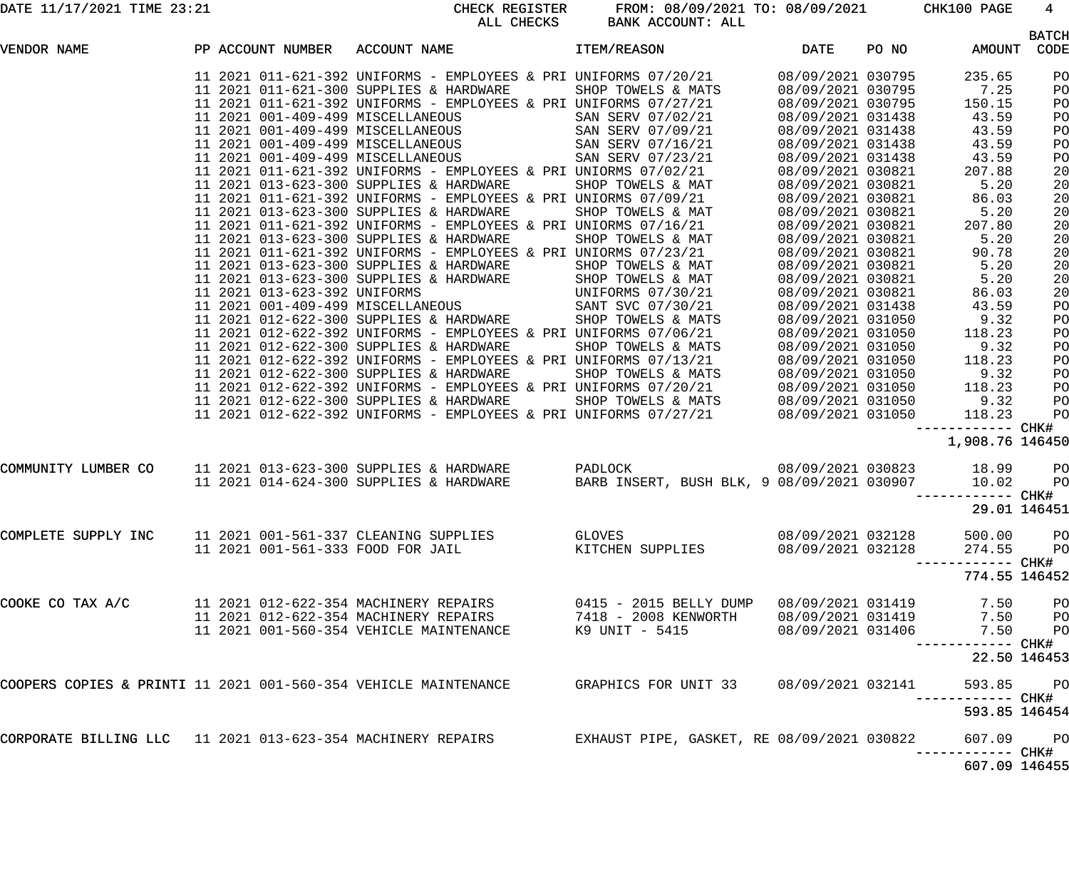CHECK REGISTER FROM: 08/09/2021 TO: 08/09/2021
ALL CHECKS BANK ACCOUNT: ALL

| VENDOR NAME | PP | ACCOUNT NUMBER | ACCOUNT NAME | ITEM/REASON | DATE | PO NO | AMOUNT | BATCH CODE |
|---|---|---|---|---|---|---|---|---|
| | 11 | 2021 011-621-392 | UNIFORMS - EMPLOYEES & PRI | UNIFORMS 07/20/21 | 08/09/2021 | 030795 | 235.65 | PO |
| | 11 | 2021 011-621-300 | SUPPLIES & HARDWARE | SHOP TOWELS & MATS | 08/09/2021 | 030795 | 7.25 | PO |
| | 11 | 2021 011-621-392 | UNIFORMS - EMPLOYEES & PRI | UNIFORMS 07/27/21 | 08/09/2021 | 030795 | 150.15 | PO |
| | 11 | 2021 001-409-499 | MISCELLANEOUS | SAN SERV 07/02/21 | 08/09/2021 | 031438 | 43.59 | PO |
| | 11 | 2021 001-409-499 | MISCELLANEOUS | SAN SERV 07/09/21 | 08/09/2021 | 031438 | 43.59 | PO |
| | 11 | 2021 001-409-499 | MISCELLANEOUS | SAN SERV 07/16/21 | 08/09/2021 | 031438 | 43.59 | PO |
| | 11 | 2021 001-409-499 | MISCELLANEOUS | SAN SERV 07/23/21 | 08/09/2021 | 031438 | 43.59 | PO |
| | 11 | 2021 011-621-392 | UNIFORMS - EMPLOYEES & PRI | UNIORMS 07/02/21 | 08/09/2021 | 030821 | 207.88 | 20 |
| | 11 | 2021 013-623-300 | SUPPLIES & HARDWARE | SHOP TOWELS & MAT | 08/09/2021 | 030821 | 5.20 | 20 |
| | 11 | 2021 011-621-392 | UNIFORMS - EMPLOYEES & PRI | UNIORMS 07/09/21 | 08/09/2021 | 030821 | 86.03 | 20 |
| | 11 | 2021 013-623-300 | SUPPLIES & HARDWARE | SHOP TOWELS & MAT | 08/09/2021 | 030821 | 5.20 | 20 |
| | 11 | 2021 011-621-392 | UNIFORMS - EMPLOYEES & PRI | UNIORMS 07/16/21 | 08/09/2021 | 030821 | 207.80 | 20 |
| | 11 | 2021 013-623-300 | SUPPLIES & HARDWARE | SHOP TOWELS & MAT | 08/09/2021 | 030821 | 5.20 | 20 |
| | 11 | 2021 011-621-392 | UNIFORMS - EMPLOYEES & PRI | UNIORMS 07/23/21 | 08/09/2021 | 030821 | 90.78 | 20 |
| | 11 | 2021 013-623-300 | SUPPLIES & HARDWARE | SHOP TOWELS & MAT | 08/09/2021 | 030821 | 5.20 | 20 |
| | 11 | 2021 013-623-300 | SUPPLIES & HARDWARE | SHOP TOWELS & MAT | 08/09/2021 | 030821 | 5.20 | 20 |
| | 11 | 2021 013-623-392 | UNIFORMS | UNIFORMS 07/30/21 | 08/09/2021 | 030821 | 86.03 | 20 |
| | 11 | 2021 001-409-499 | MISCELLANEOUS | SANT SVC 07/30/21 | 08/09/2021 | 031438 | 43.59 | PO |
| | 11 | 2021 012-622-300 | SUPPLIES & HARDWARE | SHOP TOWELS & MATS | 08/09/2021 | 031050 | 9.32 | PO |
| | 11 | 2021 012-622-392 | UNIFORMS - EMPLOYEES & PRI | UNIFORMS 07/06/21 | 08/09/2021 | 031050 | 118.23 | PO |
| | 11 | 2021 012-622-300 | SUPPLIES & HARDWARE | SHOP TOWELS & MATS | 08/09/2021 | 031050 | 9.32 | PO |
| | 11 | 2021 012-622-392 | UNIFORMS - EMPLOYEES & PRI | UNIFORMS 07/13/21 | 08/09/2021 | 031050 | 118.23 | PO |
| | 11 | 2021 012-622-300 | SUPPLIES & HARDWARE | SHOP TOWELS & MATS | 08/09/2021 | 031050 | 9.32 | PO |
| | 11 | 2021 012-622-392 | UNIFORMS - EMPLOYEES & PRI | UNIFORMS 07/20/21 | 08/09/2021 | 031050 | 118.23 | PO |
| | 11 | 2021 012-622-300 | SUPPLIES & HARDWARE | SHOP TOWELS & MATS | 08/09/2021 | 031050 | 9.32 | PO |
| | 11 | 2021 012-622-392 | UNIFORMS - EMPLOYEES & PRI | UNIFORMS 07/27/21 | 08/09/2021 | 031050 | 118.23 | PO |
| | | | | | | | 1,908.76 | CHK# 146450 |
| COMMUNITY LUMBER CO | 11 | 2021 013-623-300 | SUPPLIES & HARDWARE | PADLOCK | 08/09/2021 | 030823 | 18.99 | PO |
| | 11 | 2021 014-624-300 | SUPPLIES & HARDWARE | BARB INSERT, BUSH BLK, 9 | 08/09/2021 | 030907 | 10.02 | PO |
| | | | | | | | 29.01 | CHK# 146451 |
| COMPLETE SUPPLY INC | 11 | 2021 001-561-337 | CLEANING SUPPLIES | GLOVES | 08/09/2021 | 032128 | 500.00 | PO |
| | 11 | 2021 001-561-333 | FOOD FOR JAIL | KITCHEN SUPPLIES | 08/09/2021 | 032128 | 274.55 | PO |
| | | | | | | | 774.55 | CHK# 146452 |
| COOKE CO TAX A/C | 11 | 2021 012-622-354 | MACHINERY REPAIRS | 0415 - 2015 BELLY DUMP | 08/09/2021 | 031419 | 7.50 | PO |
| | 11 | 2021 012-622-354 | MACHINERY REPAIRS | 7418 - 2008 KENWORTH | 08/09/2021 | 031419 | 7.50 | PO |
| | 11 | 2021 001-560-354 | VEHICLE MAINTENANCE | K9 UNIT - 5415 | 08/09/2021 | 031406 | 7.50 | PO |
| | | | | | | | 22.50 | CHK# 146453 |
| COOPERS COPIES & PRINTI | 11 | 2021 001-560-354 | VEHICLE MAINTENANCE | GRAPHICS FOR UNIT 33 | 08/09/2021 | 032141 | 593.85 | PO |
| | | | | | | | 593.85 | CHK# 146454 |
| CORPORATE BILLING LLC | 11 | 2021 013-623-354 | MACHINERY REPAIRS | EXHAUST PIPE, GASKET, RE | 08/09/2021 | 030822 | 607.09 | PO |
| | | | | | | | 607.09 | CHK# 146455 |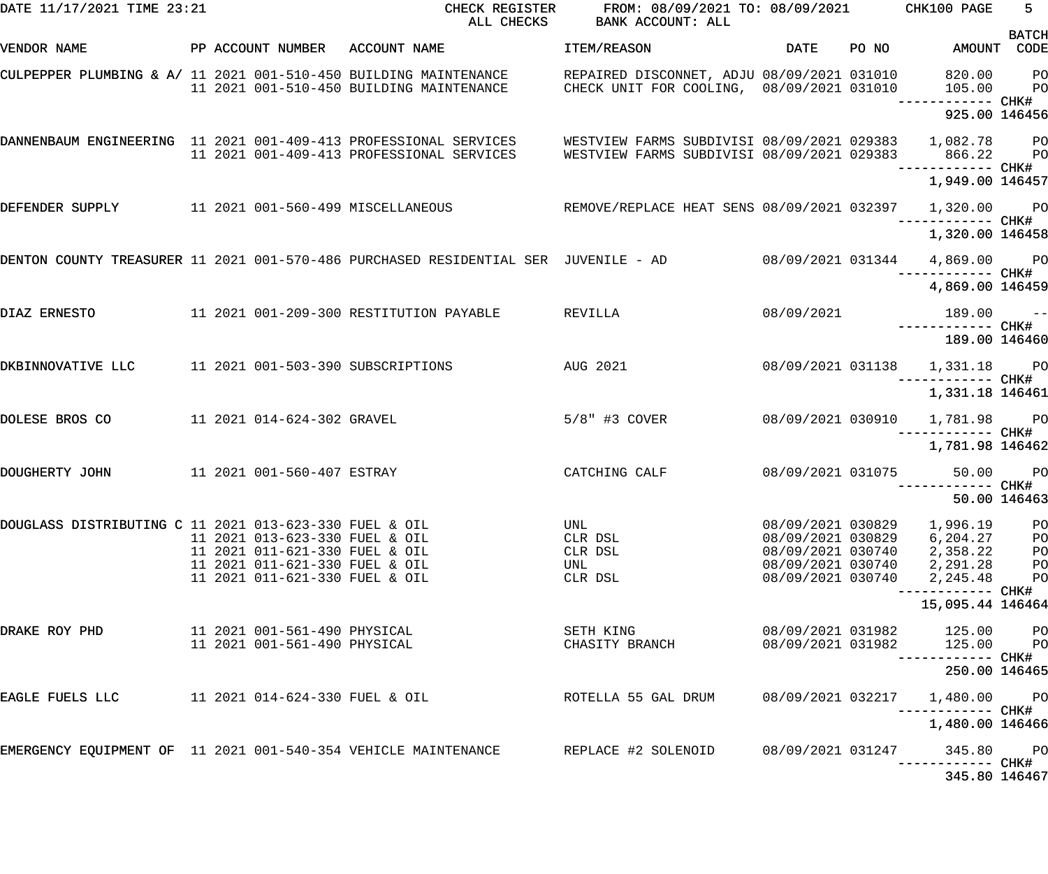CHECK REGISTER — ALL CHECKS — FROM: 08/09/2021 TO: 08/09/2021 — BANK ACCOUNT: ALL — CHK100

| VENDOR NAME | PP | ACCOUNT NUMBER | ACCOUNT NAME | ITEM/REASON | DATE | PO NO | AMOUNT | BATCH CODE |
|---|---|---|---|---|---|---|---|---|
| CULPEPPER PLUMBING & A/ | 11 | 2021 001-510-450 | BUILDING MAINTENANCE | REPAIRED DISCONNET, ADJU | 08/09/2021 | 031010 | 820.00 | PO |
| | 11 | 2021 001-510-450 | BUILDING MAINTENANCE | CHECK UNIT FOR COOLING, | 08/09/2021 | 031010 | 105.00 | PO |
| | | | | | | | 925.00 | CHK# 146456 |
| DANNENBAUM ENGINEERING | 11 | 2021 001-409-413 | PROFESSIONAL SERVICES | WESTVIEW FARMS SUBDIVISI | 08/09/2021 | 029383 | 1,082.78 | PO |
| | 11 | 2021 001-409-413 | PROFESSIONAL SERVICES | WESTVIEW FARMS SUBDIVISI | 08/09/2021 | 029383 | 866.22 | PO |
| | | | | | | | 1,949.00 | CHK# 146457 |
| DEFENDER SUPPLY | 11 | 2021 001-560-499 | MISCELLANEOUS | REMOVE/REPLACE HEAT SENS | 08/09/2021 | 032397 | 1,320.00 | PO |
| | | | | | | | 1,320.00 | CHK# 146458 |
| DENTON COUNTY TREASURER | 11 | 2021 001-570-486 | PURCHASED RESIDENTIAL SER | JUVENILE - AD | 08/09/2021 | 031344 | 4,869.00 | PO |
| | | | | | | | 4,869.00 | CHK# 146459 |
| DIAZ ERNESTO | 11 | 2021 001-209-300 | RESTITUTION PAYABLE | REVILLA | 08/09/2021 | | 189.00 | -- |
| | | | | | | | 189.00 | CHK# 146460 |
| DKBINNOVATIVE LLC | 11 | 2021 001-503-390 | SUBSCRIPTIONS | AUG 2021 | 08/09/2021 | 031138 | 1,331.18 | PO |
| | | | | | | | 1,331.18 | CHK# 146461 |
| DOLESE BROS CO | 11 | 2021 014-624-302 | GRAVEL | 5/8" #3 COVER | 08/09/2021 | 030910 | 1,781.98 | PO |
| | | | | | | | 1,781.98 | CHK# 146462 |
| DOUGHERTY JOHN | 11 | 2021 001-560-407 | ESTRAY | CATCHING CALF | 08/09/2021 | 031075 | 50.00 | PO |
| | | | | | | | 50.00 | CHK# 146463 |
| DOUGLASS DISTRIBUTING C | 11 | 2021 013-623-330 | FUEL & OIL | UNL | 08/09/2021 | 030829 | 1,996.19 | PO |
| | 11 | 2021 013-623-330 | FUEL & OIL | CLR DSL | 08/09/2021 | 030829 | 6,204.27 | PO |
| | 11 | 2021 011-621-330 | FUEL & OIL | CLR DSL | 08/09/2021 | 030740 | 2,358.22 | PO |
| | 11 | 2021 011-621-330 | FUEL & OIL | UNL | 08/09/2021 | 030740 | 2,291.28 | PO |
| | 11 | 2021 011-621-330 | FUEL & OIL | CLR DSL | 08/09/2021 | 030740 | 2,245.48 | PO |
| | | | | | | | 15,095.44 | CHK# 146464 |
| DRAKE ROY PHD | 11 | 2021 001-561-490 | PHYSICAL | SETH KING | 08/09/2021 | 031982 | 125.00 | PO |
| | 11 | 2021 001-561-490 | PHYSICAL | CHASITY BRANCH | 08/09/2021 | 031982 | 125.00 | PO |
| | | | | | | | 250.00 | CHK# 146465 |
| EAGLE FUELS LLC | 11 | 2021 014-624-330 | FUEL & OIL | ROTELLA 55 GAL DRUM | 08/09/2021 | 032217 | 1,480.00 | PO |
| | | | | | | | 1,480.00 | CHK# 146466 |
| EMERGENCY EQUIPMENT OF | 11 | 2021 001-540-354 | VEHICLE MAINTENANCE | REPLACE #2 SOLENOID | 08/09/2021 | 031247 | 345.80 | PO |
| | | | | | | | 345.80 | CHK# 146467 |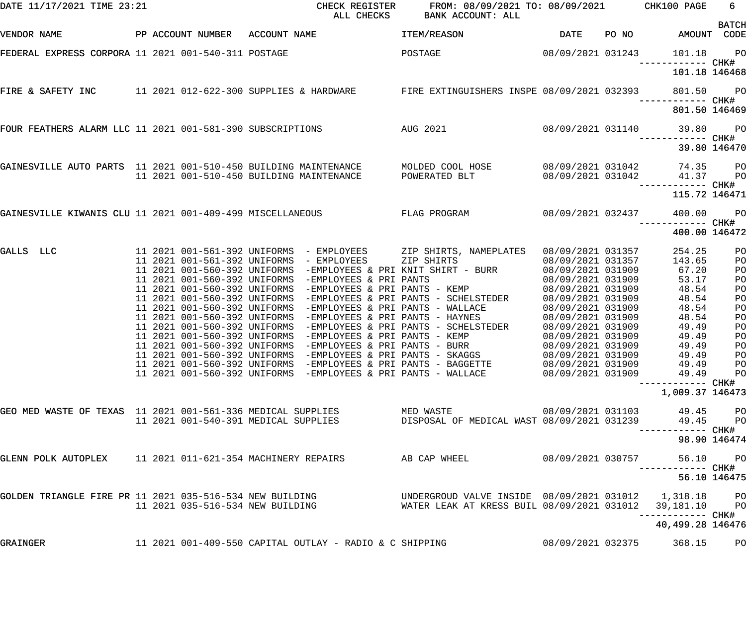CHECK REGISTER — ALL CHECKS — FROM: 08/09/2021 TO: 08/09/2021 — BANK ACCOUNT: ALL

DATE 11/17/2021 TIME 23:21 — CHK100

| VENDOR NAME | PP | ACCOUNT NUMBER | ACCOUNT NAME | ITEM/REASON | DATE | PO NO | AMOUNT | BATCH CODE |
|---|---|---|---|---|---|---|---|---|
| FEDERAL EXPRESS CORPORA | 11 | 2021 001-540-311 | POSTAGE | POSTAGE | 08/09/2021 | 031243 | 101.18 | PO |
| | | | | | | | ------------ | CHK# |
| | | | | | | | 101.18 | 146468 |
| FIRE & SAFETY INC | 11 | 2021 012-622-300 | SUPPLIES & HARDWARE | FIRE EXTINGUISHERS INSPE | 08/09/2021 | 032393 | 801.50 | PO |
| | | | | | | | ------------ | CHK# |
| | | | | | | | 801.50 | 146469 |
| FOUR FEATHERS ALARM LLC | 11 | 2021 001-581-390 | SUBSCRIPTIONS | AUG 2021 | 08/09/2021 | 031140 | 39.80 | PO |
| | | | | | | | ------------ | CHK# |
| | | | | | | | 39.80 | 146470 |
| GAINESVILLE AUTO PARTS | 11 | 2021 001-510-450 | BUILDING MAINTENANCE | MOLDED COOL HOSE | 08/09/2021 | 031042 | 74.35 | PO |
| | 11 | 2021 001-510-450 | BUILDING MAINTENANCE | POWERATED BLT | 08/09/2021 | 031042 | 41.37 | PO |
| | | | | | | | ------------ | CHK# |
| | | | | | | | 115.72 | 146471 |
| GAINESVILLE KIWANIS CLU | 11 | 2021 001-409-499 | MISCELLANEOUS | FLAG PROGRAM | 08/09/2021 | 032437 | 400.00 | PO |
| | | | | | | | ------------ | CHK# |
| | | | | | | | 400.00 | 146472 |
| GALLS LLC | 11 | 2021 001-561-392 | UNIFORMS - EMPLOYEES | ZIP SHIRTS, NAMEPLATES | 08/09/2021 | 031357 | 254.25 | PO |
| | 11 | 2021 001-561-392 | UNIFORMS - EMPLOYEES | ZIP SHIRTS | 08/09/2021 | 031357 | 143.65 | PO |
| | 11 | 2021 001-560-392 | UNIFORMS -EMPLOYEES & PRI | KNIT SHIRT - BURR | 08/09/2021 | 031909 | 67.20 | PO |
| | 11 | 2021 001-560-392 | UNIFORMS -EMPLOYEES & PRI | PANTS | 08/09/2021 | 031909 | 53.17 | PO |
| | 11 | 2021 001-560-392 | UNIFORMS -EMPLOYEES & PRI | PANTS - KEMP | 08/09/2021 | 031909 | 48.54 | PO |
| | 11 | 2021 001-560-392 | UNIFORMS -EMPLOYEES & PRI | PANTS - SCHELSTEDER | 08/09/2021 | 031909 | 48.54 | PO |
| | 11 | 2021 001-560-392 | UNIFORMS -EMPLOYEES & PRI | PANTS - WALLACE | 08/09/2021 | 031909 | 48.54 | PO |
| | 11 | 2021 001-560-392 | UNIFORMS -EMPLOYEES & PRI | PANTS - HAYNES | 08/09/2021 | 031909 | 48.54 | PO |
| | 11 | 2021 001-560-392 | UNIFORMS -EMPLOYEES & PRI | PANTS - SCHELSTEDER | 08/09/2021 | 031909 | 49.49 | PO |
| | 11 | 2021 001-560-392 | UNIFORMS -EMPLOYEES & PRI | PANTS - KEMP | 08/09/2021 | 031909 | 49.49 | PO |
| | 11 | 2021 001-560-392 | UNIFORMS -EMPLOYEES & PRI | PANTS - BURR | 08/09/2021 | 031909 | 49.49 | PO |
| | 11 | 2021 001-560-392 | UNIFORMS -EMPLOYEES & PRI | PANTS - SKAGGS | 08/09/2021 | 031909 | 49.49 | PO |
| | 11 | 2021 001-560-392 | UNIFORMS -EMPLOYEES & PRI | PANTS - BAGGETTE | 08/09/2021 | 031909 | 49.49 | PO |
| | 11 | 2021 001-560-392 | UNIFORMS -EMPLOYEES & PRI | PANTS - WALLACE | 08/09/2021 | 031909 | 49.49 | PO |
| | | | | | | | ------------ | CHK# |
| | | | | | | | 1,009.37 | 146473 |
| GEO MED WASTE OF TEXAS | 11 | 2021 001-561-336 | MEDICAL SUPPLIES | MED WASTE | 08/09/2021 | 031103 | 49.45 | PO |
| | 11 | 2021 001-540-391 | MEDICAL SUPPLIES | DISPOSAL OF MEDICAL WAST | 08/09/2021 | 031239 | 49.45 | PO |
| | | | | | | | ------------ | CHK# |
| | | | | | | | 98.90 | 146474 |
| GLENN POLK AUTOPLEX | 11 | 2021 011-621-354 | MACHINERY REPAIRS | AB CAP WHEEL | 08/09/2021 | 030757 | 56.10 | PO |
| | | | | | | | ------------ | CHK# |
| | | | | | | | 56.10 | 146475 |
| GOLDEN TRIANGLE FIRE PR | 11 | 2021 035-516-534 | NEW BUILDING | UNDERGROUD VALVE INSIDE | 08/09/2021 | 031012 | 1,318.18 | PO |
| | 11 | 2021 035-516-534 | NEW BUILDING | WATER LEAK AT KRESS BUIL | 08/09/2021 | 031012 | 39,181.10 | PO |
| | | | | | | | ------------ | CHK# |
| | | | | | | | 40,499.28 | 146476 |
| GRAINGER | 11 | 2021 001-409-550 | CAPITAL OUTLAY - RADIO & C | SHIPPING | 08/09/2021 | 032375 | 368.15 | PO |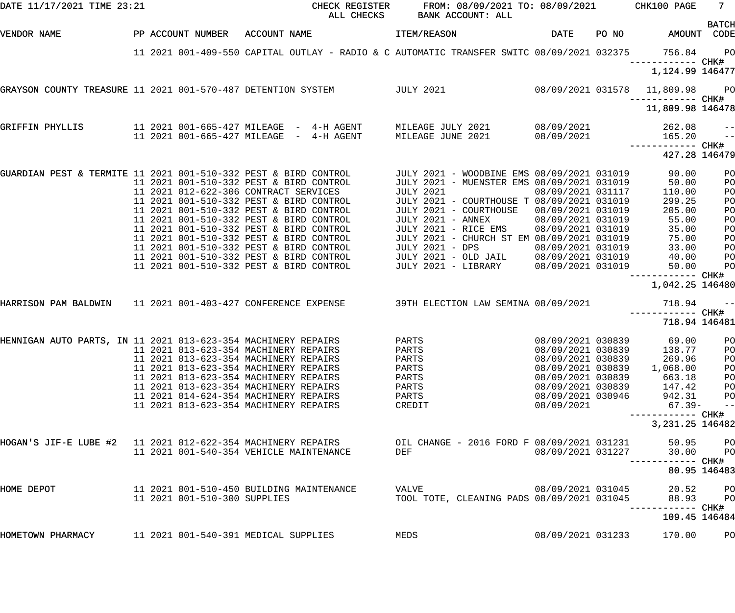CHECK REGISTER — ALL CHECKS — FROM: 08/09/2021 TO: 08/09/2021 — BANK ACCOUNT: ALL

DATE 11/17/2021 TIME 23:21 — CHK100

| VENDOR NAME | PP | ACCOUNT NUMBER | ACCOUNT NAME | ITEM/REASON | DATE | PO NO | AMOUNT | BATCH CODE |
|---|---|---|---|---|---|---|---|---|
| | 11 | 2021 001-409-550 | CAPITAL OUTLAY - RADIO & C | AUTOMATIC TRANSFER SWITC | 08/09/2021 | 032375 | 756.84 | PO |
| | | | | | | | ------------ CHK# | |
| | | | | | | | 1,124.99 | 146477 |
| GRAYSON COUNTY TREASURE | 11 | 2021 001-570-487 | DETENTION SYSTEM | JULY 2021 | 08/09/2021 | 031578 | 11,809.98 | PO |
| | | | | | | | ------------ CHK# | |
| | | | | | | | 11,809.98 | 146478 |
| GRIFFIN PHYLLIS | 11 | 2021 001-665-427 | MILEAGE - 4-H AGENT | MILEAGE JULY 2021 | 08/09/2021 | | 262.08 | -- |
| | 11 | 2021 001-665-427 | MILEAGE - 4-H AGENT | MILEAGE JUNE 2021 | 08/09/2021 | | 165.20 | -- |
| | | | | | | | ------------ CHK# | |
| | | | | | | | 427.28 | 146479 |
| GUARDIAN PEST & TERMITE | 11 | 2021 001-510-332 | PEST & BIRD CONTROL | JULY 2021 - WOODBINE EMS | 08/09/2021 | 031019 | 90.00 | PO |
| | 11 | 2021 001-510-332 | PEST & BIRD CONTROL | JULY 2021 - MUENSTER EMS | 08/09/2021 | 031019 | 50.00 | PO |
| | 11 | 2021 012-622-306 | CONTRACT SERVICES | JULY 2021 | 08/09/2021 | 031117 | 110.00 | PO |
| | 11 | 2021 001-510-332 | PEST & BIRD CONTROL | JULY 2021 - COURTHOUSE T | 08/09/2021 | 031019 | 299.25 | PO |
| | 11 | 2021 001-510-332 | PEST & BIRD CONTROL | JULY 2021 - COURTHOUSE | 08/09/2021 | 031019 | 205.00 | PO |
| | 11 | 2021 001-510-332 | PEST & BIRD CONTROL | JULY 2021 - ANNEX | 08/09/2021 | 031019 | 55.00 | PO |
| | 11 | 2021 001-510-332 | PEST & BIRD CONTROL | JULY 2021 - RICE EMS | 08/09/2021 | 031019 | 35.00 | PO |
| | 11 | 2021 001-510-332 | PEST & BIRD CONTROL | JULY 2021 - CHURCH ST EM | 08/09/2021 | 031019 | 75.00 | PO |
| | 11 | 2021 001-510-332 | PEST & BIRD CONTROL | JULY 2021 - DPS | 08/09/2021 | 031019 | 33.00 | PO |
| | 11 | 2021 001-510-332 | PEST & BIRD CONTROL | JULY 2021 - OLD JAIL | 08/09/2021 | 031019 | 40.00 | PO |
| | 11 | 2021 001-510-332 | PEST & BIRD CONTROL | JULY 2021 - LIBRARY | 08/09/2021 | 031019 | 50.00 | PO |
| | | | | | | | ------------ CHK# | |
| | | | | | | | 1,042.25 | 146480 |
| HARRISON PAM BALDWIN | 11 | 2021 001-403-427 | CONFERENCE EXPENSE | 39TH ELECTION LAW SEMINA | 08/09/2021 | | 718.94 | -- |
| | | | | | | | ------------ CHK# | |
| | | | | | | | 718.94 | 146481 |
| HENNIGAN AUTO PARTS, IN | 11 | 2021 013-623-354 | MACHINERY REPAIRS | PARTS | 08/09/2021 | 030839 | 69.00 | PO |
| | 11 | 2021 013-623-354 | MACHINERY REPAIRS | PARTS | 08/09/2021 | 030839 | 138.77 | PO |
| | 11 | 2021 013-623-354 | MACHINERY REPAIRS | PARTS | 08/09/2021 | 030839 | 269.96 | PO |
| | 11 | 2021 013-623-354 | MACHINERY REPAIRS | PARTS | 08/09/2021 | 030839 | 1,068.00 | PO |
| | 11 | 2021 013-623-354 | MACHINERY REPAIRS | PARTS | 08/09/2021 | 030839 | 663.18 | PO |
| | 11 | 2021 013-623-354 | MACHINERY REPAIRS | PARTS | 08/09/2021 | 030839 | 147.42 | PO |
| | 11 | 2021 014-624-354 | MACHINERY REPAIRS | PARTS | 08/09/2021 | 030946 | 942.31 | PO |
| | 11 | 2021 013-623-354 | MACHINERY REPAIRS | CREDIT | 08/09/2021 | | 67.39- | -- |
| | | | | | | | ------------ CHK# | |
| | | | | | | | 3,231.25 | 146482 |
| HOGAN'S JIF-E LUBE #2 | 11 | 2021 012-622-354 | MACHINERY REPAIRS | OIL CHANGE - 2016 FORD F | 08/09/2021 | 031231 | 50.95 | PO |
| | 11 | 2021 001-540-354 | VEHICLE MAINTENANCE | DEF | 08/09/2021 | 031227 | 30.00 | PO |
| | | | | | | | ------------ CHK# | |
| | | | | | | | 80.95 | 146483 |
| HOME DEPOT | 11 | 2021 001-510-450 | BUILDING MAINTENANCE | VALVE | 08/09/2021 | 031045 | 20.52 | PO |
| | 11 | 2021 001-510-300 | SUPPLIES | TOOL TOTE, CLEANING PADS | 08/09/2021 | 031045 | 88.93 | PO |
| | | | | | | | ------------ CHK# | |
| | | | | | | | 109.45 | 146484 |
| HOMETOWN PHARMACY | 11 | 2021 001-540-391 | MEDICAL SUPPLIES | MEDS | 08/09/2021 | 031233 | 170.00 | PO |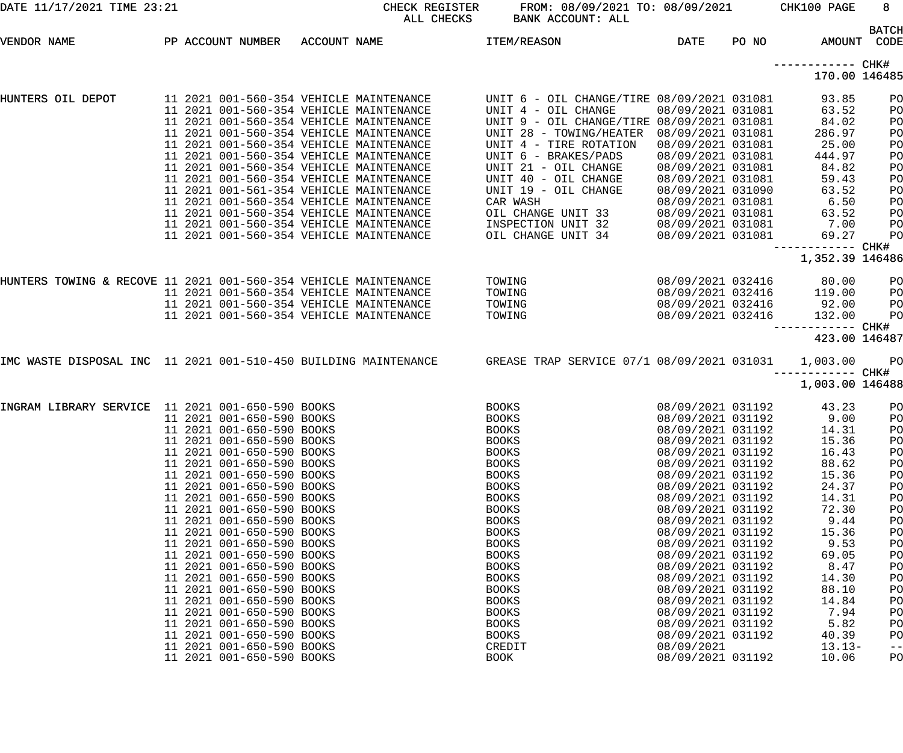DATE 11/17/2021 TIME 23:21 CHECK REGISTER ALL CHECKS FROM: 08/09/2021 TO: 08/09/2021 BANK ACCOUNT: ALL CHK100

| VENDOR NAME | PP | ACCOUNT NUMBER | ACCOUNT NAME | ITEM/REASON | DATE | PO NO | AMOUNT | BATCH CODE |
|---|---|---|---|---|---|---|---|---|
| | | | | | | | ------------ | CHK# |
| | | | | | | | 170.00 | 146485 |
| HUNTERS OIL DEPOT | 11 2021 | 001-560-354 | VEHICLE MAINTENANCE | UNIT 6 - OIL CHANGE/TIRE | 08/09/2021 | 031081 | 93.85 | PO |
| | 11 2021 | 001-560-354 | VEHICLE MAINTENANCE | UNIT 4 - OIL CHANGE | 08/09/2021 | 031081 | 63.52 | PO |
| | 11 2021 | 001-560-354 | VEHICLE MAINTENANCE | UNIT 9 - OIL CHANGE/TIRE | 08/09/2021 | 031081 | 84.02 | PO |
| | 11 2021 | 001-560-354 | VEHICLE MAINTENANCE | UNIT 28 - TOWING/HEATER | 08/09/2021 | 031081 | 286.97 | PO |
| | 11 2021 | 001-560-354 | VEHICLE MAINTENANCE | UNIT 4 - TIRE ROTATION | 08/09/2021 | 031081 | 25.00 | PO |
| | 11 2021 | 001-560-354 | VEHICLE MAINTENANCE | UNIT 6 - BRAKES/PADS | 08/09/2021 | 031081 | 444.97 | PO |
| | 11 2021 | 001-560-354 | VEHICLE MAINTENANCE | UNIT 21 - OIL CHANGE | 08/09/2021 | 031081 | 84.82 | PO |
| | 11 2021 | 001-560-354 | VEHICLE MAINTENANCE | UNIT 40 - OIL CHANGE | 08/09/2021 | 031081 | 59.43 | PO |
| | 11 2021 | 001-561-354 | VEHICLE MAINTENANCE | UNIT 19 - OIL CHANGE | 08/09/2021 | 031090 | 63.52 | PO |
| | 11 2021 | 001-560-354 | VEHICLE MAINTENANCE | CAR WASH | 08/09/2021 | 031081 | 6.50 | PO |
| | 11 2021 | 001-560-354 | VEHICLE MAINTENANCE | OIL CHANGE UNIT 33 | 08/09/2021 | 031081 | 63.52 | PO |
| | 11 2021 | 001-560-354 | VEHICLE MAINTENANCE | INSPECTION UNIT 32 | 08/09/2021 | 031081 | 7.00 | PO |
| | 11 2021 | 001-560-354 | VEHICLE MAINTENANCE | OIL CHANGE UNIT 34 | 08/09/2021 | 031081 | 69.27 | PO |
| | | | | | | | ------------ | CHK# |
| | | | | | | | 1,352.39 | 146486 |
| HUNTERS TOWING & RECOVE | 11 2021 | 001-560-354 | VEHICLE MAINTENANCE | TOWING | 08/09/2021 | 032416 | 80.00 | PO |
| | 11 2021 | 001-560-354 | VEHICLE MAINTENANCE | TOWING | 08/09/2021 | 032416 | 119.00 | PO |
| | 11 2021 | 001-560-354 | VEHICLE MAINTENANCE | TOWING | 08/09/2021 | 032416 | 92.00 | PO |
| | 11 2021 | 001-560-354 | VEHICLE MAINTENANCE | TOWING | 08/09/2021 | 032416 | 132.00 | PO |
| | | | | | | | ------------ | CHK# |
| | | | | | | | 423.00 | 146487 |
| IMC WASTE DISPOSAL INC | 11 2021 | 001-510-450 | BUILDING MAINTENANCE | GREASE TRAP SERVICE 07/1 | 08/09/2021 | 031031 | 1,003.00 | PO |
| | | | | | | | ------------ | CHK# |
| | | | | | | | 1,003.00 | 146488 |
| INGRAM LIBRARY SERVICE | 11 2021 | 001-650-590 | BOOKS | BOOKS | 08/09/2021 | 031192 | 43.23 | PO |
| | 11 2021 | 001-650-590 | BOOKS | BOOKS | 08/09/2021 | 031192 | 9.00 | PO |
| | 11 2021 | 001-650-590 | BOOKS | BOOKS | 08/09/2021 | 031192 | 14.31 | PO |
| | 11 2021 | 001-650-590 | BOOKS | BOOKS | 08/09/2021 | 031192 | 15.36 | PO |
| | 11 2021 | 001-650-590 | BOOKS | BOOKS | 08/09/2021 | 031192 | 16.43 | PO |
| | 11 2021 | 001-650-590 | BOOKS | BOOKS | 08/09/2021 | 031192 | 88.62 | PO |
| | 11 2021 | 001-650-590 | BOOKS | BOOKS | 08/09/2021 | 031192 | 15.36 | PO |
| | 11 2021 | 001-650-590 | BOOKS | BOOKS | 08/09/2021 | 031192 | 24.37 | PO |
| | 11 2021 | 001-650-590 | BOOKS | BOOKS | 08/09/2021 | 031192 | 14.31 | PO |
| | 11 2021 | 001-650-590 | BOOKS | BOOKS | 08/09/2021 | 031192 | 72.30 | PO |
| | 11 2021 | 001-650-590 | BOOKS | BOOKS | 08/09/2021 | 031192 | 9.44 | PO |
| | 11 2021 | 001-650-590 | BOOKS | BOOKS | 08/09/2021 | 031192 | 15.36 | PO |
| | 11 2021 | 001-650-590 | BOOKS | BOOKS | 08/09/2021 | 031192 | 9.53 | PO |
| | 11 2021 | 001-650-590 | BOOKS | BOOKS | 08/09/2021 | 031192 | 69.05 | PO |
| | 11 2021 | 001-650-590 | BOOKS | BOOKS | 08/09/2021 | 031192 | 8.47 | PO |
| | 11 2021 | 001-650-590 | BOOKS | BOOKS | 08/09/2021 | 031192 | 14.30 | PO |
| | 11 2021 | 001-650-590 | BOOKS | BOOKS | 08/09/2021 | 031192 | 88.10 | PO |
| | 11 2021 | 001-650-590 | BOOKS | BOOKS | 08/09/2021 | 031192 | 14.84 | PO |
| | 11 2021 | 001-650-590 | BOOKS | BOOKS | 08/09/2021 | 031192 | 7.94 | PO |
| | 11 2021 | 001-650-590 | BOOKS | BOOKS | 08/09/2021 | 031192 | 5.82 | PO |
| | 11 2021 | 001-650-590 | BOOKS | BOOKS | 08/09/2021 | 031192 | 40.39 | PO |
| | 11 2021 | 001-650-590 | BOOKS | CREDIT | 08/09/2021 | | 13.13- | -- |
| | 11 2021 | 001-650-590 | BOOKS | BOOK | 08/09/2021 | 031192 | 10.06 | PO |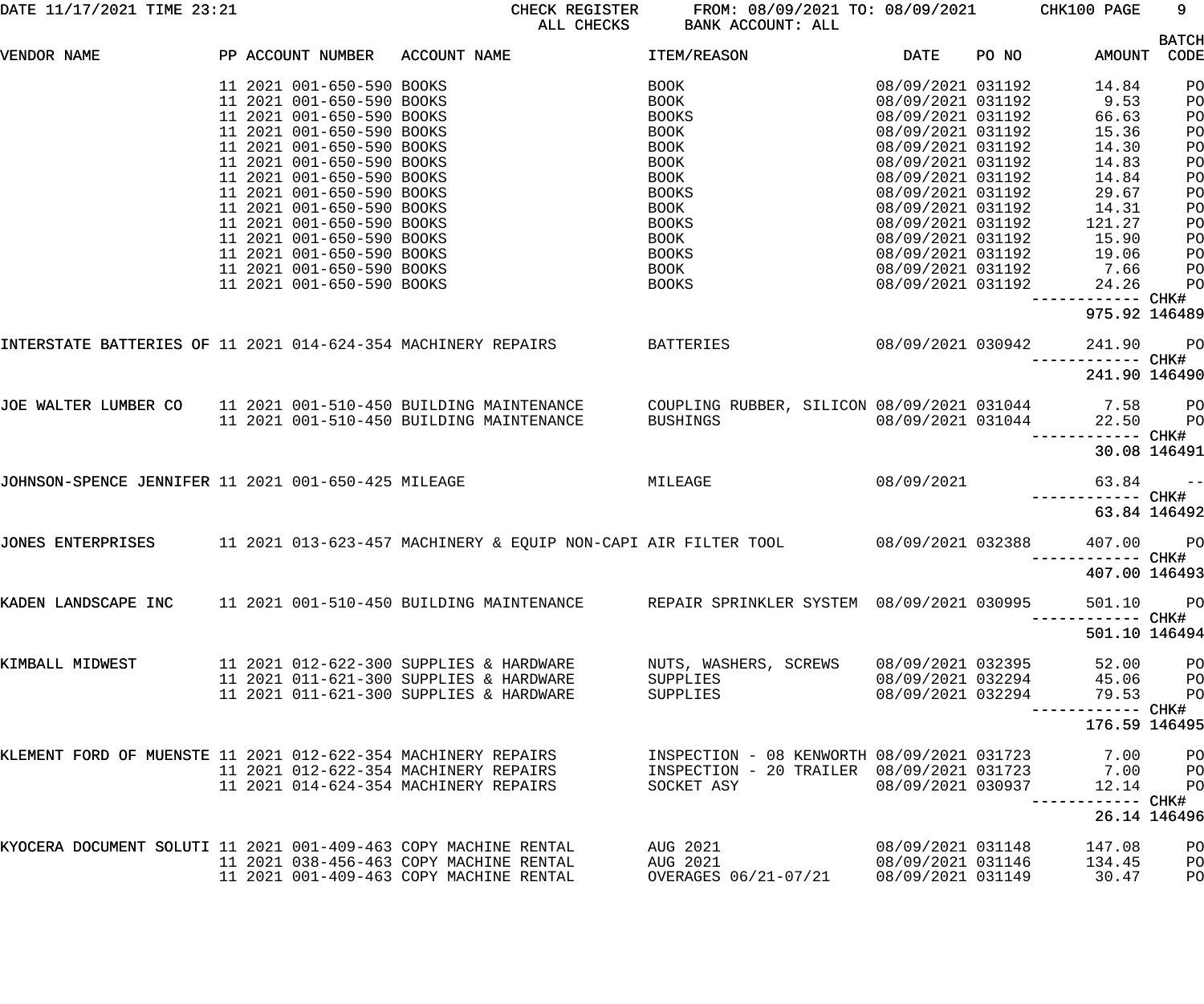DATE 11/17/2021 TIME 23:21 CHECK REGISTER FROM: 08/09/2021 TO: 08/09/2021 CHK100 PAGE 9

ALL CHECKS BANK ACCOUNT: ALL

| VENDOR NAME | PP | ACCOUNT NUMBER | ACCOUNT NAME | ITEM/REASON | DATE | PO NO | AMOUNT | BATCH CODE |
|---|---|---|---|---|---|---|---|---|
| | 11 2021 | 001-650-590 | BOOKS | BOOK | 08/09/2021 | 031192 | 14.84 | PO |
| | 11 2021 | 001-650-590 | BOOKS | BOOK | 08/09/2021 | 031192 | 9.53 | PO |
| | 11 2021 | 001-650-590 | BOOKS | BOOKS | 08/09/2021 | 031192 | 66.63 | PO |
| | 11 2021 | 001-650-590 | BOOKS | BOOK | 08/09/2021 | 031192 | 15.36 | PO |
| | 11 2021 | 001-650-590 | BOOKS | BOOK | 08/09/2021 | 031192 | 14.30 | PO |
| | 11 2021 | 001-650-590 | BOOKS | BOOK | 08/09/2021 | 031192 | 14.83 | PO |
| | 11 2021 | 001-650-590 | BOOKS | BOOK | 08/09/2021 | 031192 | 14.84 | PO |
| | 11 2021 | 001-650-590 | BOOKS | BOOKS | 08/09/2021 | 031192 | 29.67 | PO |
| | 11 2021 | 001-650-590 | BOOKS | BOOK | 08/09/2021 | 031192 | 14.31 | PO |
| | 11 2021 | 001-650-590 | BOOKS | BOOKS | 08/09/2021 | 031192 | 121.27 | PO |
| | 11 2021 | 001-650-590 | BOOKS | BOOK | 08/09/2021 | 031192 | 15.90 | PO |
| | 11 2021 | 001-650-590 | BOOKS | BOOKS | 08/09/2021 | 031192 | 19.06 | PO |
| | 11 2021 | 001-650-590 | BOOKS | BOOK | 08/09/2021 | 031192 | 7.66 | PO |
| | 11 2021 | 001-650-590 | BOOKS | BOOKS | 08/09/2021 | 031192 | 24.26 | PO |
| | | | | | | | 975.92 | CHK# 146489 |
| INTERSTATE BATTERIES OF | 11 2021 | 014-624-354 | MACHINERY REPAIRS | BATTERIES | 08/09/2021 | 030942 | 241.90 | PO |
| | | | | | | | 241.90 | CHK# 146490 |
| JOE WALTER LUMBER CO | 11 2021 | 001-510-450 | BUILDING MAINTENANCE | COUPLING RUBBER, SILICON | 08/09/2021 | 031044 | 7.58 | PO |
| | 11 2021 | 001-510-450 | BUILDING MAINTENANCE | BUSHINGS | 08/09/2021 | 031044 | 22.50 | PO |
| | | | | | | | 30.08 | CHK# 146491 |
| JOHNSON-SPENCE JENNIFER | 11 2021 | 001-650-425 | MILEAGE | MILEAGE | 08/09/2021 | | 63.84 | -- |
| | | | | | | | 63.84 | CHK# 146492 |
| JONES ENTERPRISES | 11 2021 | 013-623-457 | MACHINERY & EQUIP NON-CAPI | AIR FILTER TOOL | 08/09/2021 | 032388 | 407.00 | PO |
| | | | | | | | 407.00 | CHK# 146493 |
| KADEN LANDSCAPE INC | 11 2021 | 001-510-450 | BUILDING MAINTENANCE | REPAIR SPRINKLER SYSTEM | 08/09/2021 | 030995 | 501.10 | PO |
| | | | | | | | 501.10 | CHK# 146494 |
| KIMBALL MIDWEST | 11 2021 | 012-622-300 | SUPPLIES & HARDWARE | NUTS, WASHERS, SCREWS | 08/09/2021 | 032395 | 52.00 | PO |
| | 11 2021 | 011-621-300 | SUPPLIES & HARDWARE | SUPPLIES | 08/09/2021 | 032294 | 45.06 | PO |
| | 11 2021 | 011-621-300 | SUPPLIES & HARDWARE | SUPPLIES | 08/09/2021 | 032294 | 79.53 | PO |
| | | | | | | | 176.59 | CHK# 146495 |
| KLEMENT FORD OF MUENSTE | 11 2021 | 012-622-354 | MACHINERY REPAIRS | INSPECTION - 08 KENWORTH | 08/09/2021 | 031723 | 7.00 | PO |
| | 11 2021 | 012-622-354 | MACHINERY REPAIRS | INSPECTION - 20 TRAILER | 08/09/2021 | 031723 | 7.00 | PO |
| | 11 2021 | 014-624-354 | MACHINERY REPAIRS | SOCKET ASY | 08/09/2021 | 030937 | 12.14 | PO |
| | | | | | | | 26.14 | CHK# 146496 |
| KYOCERA DOCUMENT SOLUTI | 11 2021 | 001-409-463 | COPY MACHINE RENTAL | AUG 2021 | 08/09/2021 | 031148 | 147.08 | PO |
| | 11 2021 | 038-456-463 | COPY MACHINE RENTAL | AUG 2021 | 08/09/2021 | 031146 | 134.45 | PO |
| | 11 2021 | 001-409-463 | COPY MACHINE RENTAL | OVERAGES 06/21-07/21 | 08/09/2021 | 031149 | 30.47 | PO |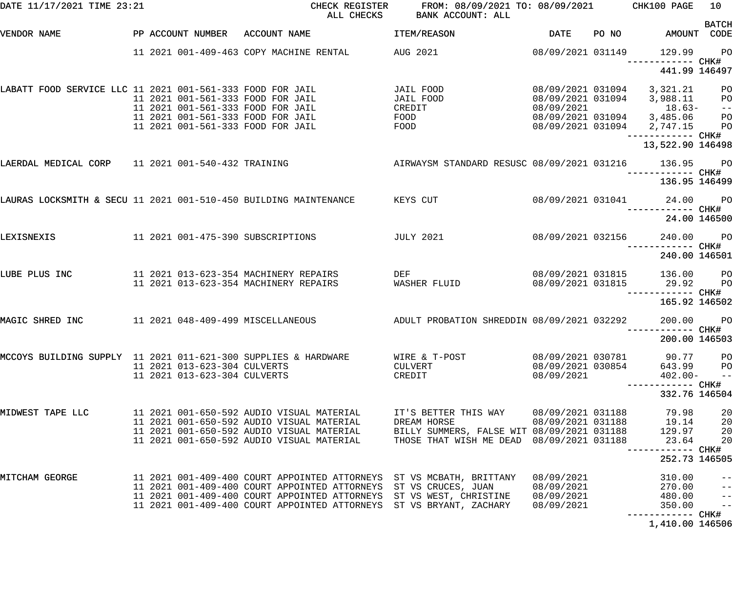DATE 11/17/2021 TIME 23:21 CHECK REGISTER FROM: 08/09/2021 TO: 08/09/2021 CHK100 PAGE 10
ALL CHECKS BANK ACCOUNT: ALL

| VENDOR NAME | PP | ACCOUNT NUMBER | ACCOUNT NAME | ITEM/REASON | DATE | PO NO | AMOUNT | BATCH CODE |
|---|---|---|---|---|---|---|---|---|
| | 11 2021 | 001-409-463 | COPY MACHINE RENTAL | AUG 2021 | 08/09/2021 | 031149 | 129.99 | PO |
| | | | | | | | 441.99 | CHK# 146497 |
| LABATT FOOD SERVICE LLC | 11 2021 | 001-561-333 | FOOD FOR JAIL | JAIL FOOD | 08/09/2021 | 031094 | 3,321.21 | PO |
| | 11 2021 | 001-561-333 | FOOD FOR JAIL | JAIL FOOD | 08/09/2021 | 031094 | 3,988.11 | PO |
| | 11 2021 | 001-561-333 | FOOD FOR JAIL | CREDIT | 08/09/2021 | | 18.63- | -- |
| | 11 2021 | 001-561-333 | FOOD FOR JAIL | FOOD | 08/09/2021 | 031094 | 3,485.06 | PO |
| | 11 2021 | 001-561-333 | FOOD FOR JAIL | FOOD | 08/09/2021 | 031094 | 2,747.15 | PO |
| | | | | | | | 13,522.90 | CHK# 146498 |
| LAERDAL MEDICAL CORP | 11 2021 | 001-540-432 | TRAINING | AIRWAYSM STANDARD RESUSC | 08/09/2021 | 031216 | 136.95 | PO |
| | | | | | | | 136.95 | CHK# 146499 |
| LAURAS LOCKSMITH & SECU | 11 2021 | 001-510-450 | BUILDING MAINTENANCE | KEYS CUT | 08/09/2021 | 031041 | 24.00 | PO |
| | | | | | | | 24.00 | CHK# 146500 |
| LEXISNEXIS | 11 2021 | 001-475-390 | SUBSCRIPTIONS | JULY 2021 | 08/09/2021 | 032156 | 240.00 | PO |
| | | | | | | | 240.00 | CHK# 146501 |
| LUBE PLUS INC | 11 2021 | 013-623-354 | MACHINERY REPAIRS | DEF | 08/09/2021 | 031815 | 136.00 | PO |
| | 11 2021 | 013-623-354 | MACHINERY REPAIRS | WASHER FLUID | 08/09/2021 | 031815 | 29.92 | PO |
| | | | | | | | 165.92 | CHK# 146502 |
| MAGIC SHRED INC | 11 2021 | 048-409-499 | MISCELLANEOUS | ADULT PROBATION SHREDDIN | 08/09/2021 | 032292 | 200.00 | PO |
| | | | | | | | 200.00 | CHK# 146503 |
| MCCOYS BUILDING SUPPLY | 11 2021 | 011-621-300 | SUPPLIES & HARDWARE | WIRE & T-POST | 08/09/2021 | 030781 | 90.77 | PO |
| | 11 2021 | 013-623-304 | CULVERTS | CULVERT | 08/09/2021 | 030854 | 643.99 | PO |
| | 11 2021 | 013-623-304 | CULVERTS | CREDIT | 08/09/2021 | | 402.00- | -- |
| | | | | | | | 332.76 | CHK# 146504 |
| MIDWEST TAPE LLC | 11 2021 | 001-650-592 | AUDIO VISUAL MATERIAL | IT'S BETTER THIS WAY | 08/09/2021 | 031188 | 79.98 | 20 |
| | 11 2021 | 001-650-592 | AUDIO VISUAL MATERIAL | DREAM HORSE | 08/09/2021 | 031188 | 19.14 | 20 |
| | 11 2021 | 001-650-592 | AUDIO VISUAL MATERIAL | BILLY SUMMERS, FALSE WIT | 08/09/2021 | 031188 | 129.97 | 20 |
| | 11 2021 | 001-650-592 | AUDIO VISUAL MATERIAL | THOSE THAT WISH ME DEAD | 08/09/2021 | 031188 | 23.64 | 20 |
| | | | | | | | 252.73 | CHK# 146505 |
| MITCHAM GEORGE | 11 2021 | 001-409-400 | COURT APPOINTED ATTORNEYS | ST VS MCBATH, BRITTANY | 08/09/2021 | | 310.00 | -- |
| | 11 2021 | 001-409-400 | COURT APPOINTED ATTORNEYS | ST VS CRUCES, JUAN | 08/09/2021 | | 270.00 | -- |
| | 11 2021 | 001-409-400 | COURT APPOINTED ATTORNEYS | ST VS WEST, CHRISTINE | 08/09/2021 | | 480.00 | -- |
| | 11 2021 | 001-409-400 | COURT APPOINTED ATTORNEYS | ST VS BRYANT, ZACHARY | 08/09/2021 | | 350.00 | -- |
| | | | | | | | 1,410.00 | CHK# 146506 |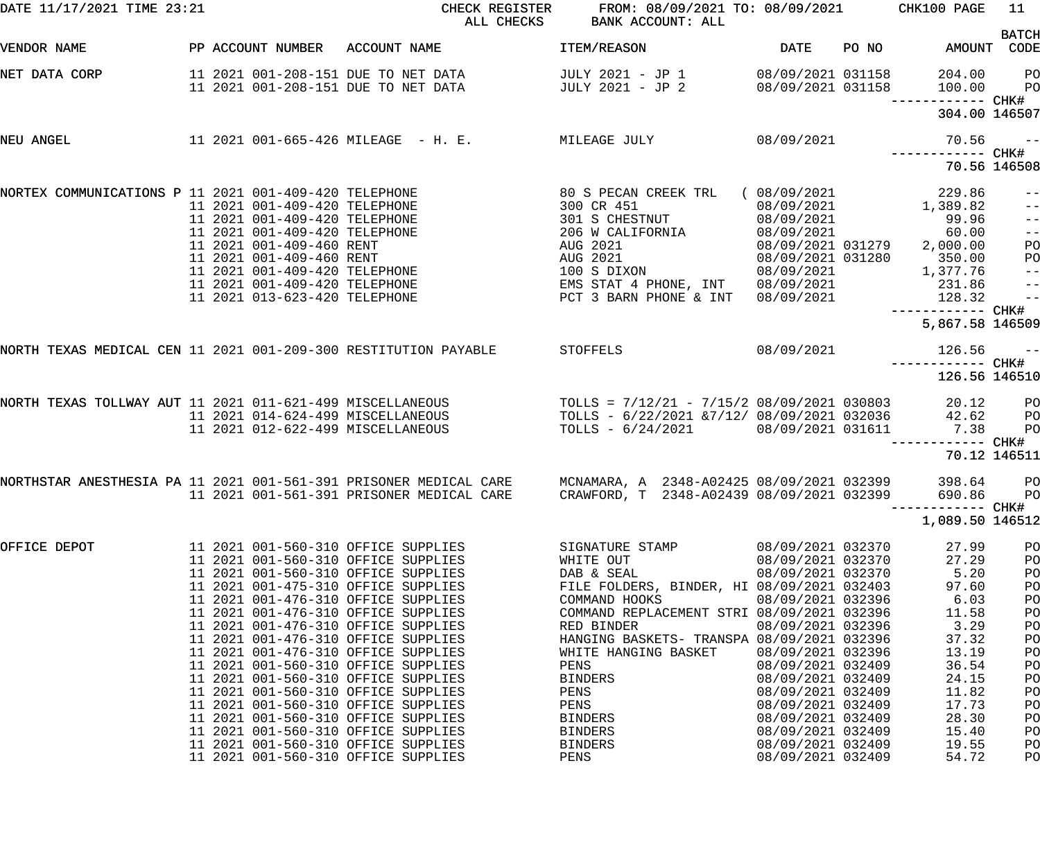DATE 11/17/2021 TIME 23:21 CHECK REGISTER FROM: 08/09/2021 TO: 08/09/2021 CHK100 PAGE 11
ALL CHECKS BANK ACCOUNT: ALL

| VENDOR NAME | PP | ACCOUNT NUMBER | ACCOUNT NAME | ITEM/REASON | DATE | PO NO | AMOUNT | BATCH CODE |
|---|---|---|---|---|---|---|---|---|
| NET DATA CORP | 11 2021 | 001-208-151 | DUE TO NET DATA | JULY 2021 - JP 1 | 08/09/2021 | 031158 | 204.00 | PO |
| | 11 2021 | 001-208-151 | DUE TO NET DATA | JULY 2021 - JP 2 | 08/09/2021 | 031158 | 100.00 | PO |
| | | | | | | | 304.00 | CHK# 146507 |
| NEU ANGEL | 11 2021 | 001-665-426 | MILEAGE - H. E. | MILEAGE JULY | 08/09/2021 | | 70.56 | -- |
| | | | | | | | 70.56 | CHK# 146508 |
| NORTEX COMMUNICATIONS P | 11 2021 | 001-409-420 | TELEPHONE | 80 S PECAN CREEK TRL ( | 08/09/2021 | | 229.86 | -- |
| | 11 2021 | 001-409-420 | TELEPHONE | 300 CR 451 | 08/09/2021 | | 1,389.82 | -- |
| | 11 2021 | 001-409-420 | TELEPHONE | 301 S CHESTNUT | 08/09/2021 | | 99.96 | -- |
| | 11 2021 | 001-409-420 | TELEPHONE | 206 W CALIFORNIA | 08/09/2021 | | 60.00 | -- |
| | 11 2021 | 001-409-460 | RENT | AUG 2021 | 08/09/2021 | 031279 | 2,000.00 | PO |
| | 11 2021 | 001-409-460 | RENT | AUG 2021 | 08/09/2021 | 031280 | 350.00 | PO |
| | 11 2021 | 001-409-420 | TELEPHONE | 100 S DIXON | 08/09/2021 | | 1,377.76 | -- |
| | 11 2021 | 001-409-420 | TELEPHONE | EMS STAT 4 PHONE, INT | 08/09/2021 | | 231.86 | -- |
| | 11 2021 | 013-623-420 | TELEPHONE | PCT 3 BARN PHONE & INT | 08/09/2021 | | 128.32 | -- |
| | | | | | | | 5,867.58 | CHK# 146509 |
| NORTH TEXAS MEDICAL CEN | 11 2021 | 001-209-300 | RESTITUTION PAYABLE | STOFFELS | 08/09/2021 | | 126.56 | -- |
| | | | | | | | 126.56 | CHK# 146510 |
| NORTH TEXAS TOLLWAY AUT | 11 2021 | 011-621-499 | MISCELLANEOUS | TOLLS = 7/12/21 - 7/15/2 | 08/09/2021 | 030803 | 20.12 | PO |
| | 11 2021 | 014-624-499 | MISCELLANEOUS | TOLLS - 6/22/2021 &7/12/ | 08/09/2021 | 032036 | 42.62 | PO |
| | 11 2021 | 012-622-499 | MISCELLANEOUS | TOLLS - 6/24/2021 | 08/09/2021 | 031611 | 7.38 | PO |
| | | | | | | | 70.12 | CHK# 146511 |
| NORTHSTAR ANESTHESIA PA | 11 2021 | 001-561-391 | PRISONER MEDICAL CARE | MCNAMARA, A 2348-A02425 | 08/09/2021 | 032399 | 398.64 | PO |
| | 11 2021 | 001-561-391 | PRISONER MEDICAL CARE | CRAWFORD, T 2348-A02439 | 08/09/2021 | 032399 | 690.86 | PO |
| | | | | | | | 1,089.50 | CHK# 146512 |
| OFFICE DEPOT | 11 2021 | 001-560-310 | OFFICE SUPPLIES | SIGNATURE STAMP | 08/09/2021 | 032370 | 27.99 | PO |
| | 11 2021 | 001-560-310 | OFFICE SUPPLIES | WHITE OUT | 08/09/2021 | 032370 | 27.29 | PO |
| | 11 2021 | 001-560-310 | OFFICE SUPPLIES | DAB & SEAL | 08/09/2021 | 032370 | 5.20 | PO |
| | 11 2021 | 001-475-310 | OFFICE SUPPLIES | FILE FOLDERS, BINDER, HI | 08/09/2021 | 032403 | 97.60 | PO |
| | 11 2021 | 001-476-310 | OFFICE SUPPLIES | COMMAND HOOKS | 08/09/2021 | 032396 | 6.03 | PO |
| | 11 2021 | 001-476-310 | OFFICE SUPPLIES | COMMAND REPLACEMENT STRI | 08/09/2021 | 032396 | 11.58 | PO |
| | 11 2021 | 001-476-310 | OFFICE SUPPLIES | RED BINDER | 08/09/2021 | 032396 | 3.29 | PO |
| | 11 2021 | 001-476-310 | OFFICE SUPPLIES | HANGING BASKETS- TRANSPA | 08/09/2021 | 032396 | 37.32 | PO |
| | 11 2021 | 001-476-310 | OFFICE SUPPLIES | WHITE HANGING BASKET | 08/09/2021 | 032396 | 13.19 | PO |
| | 11 2021 | 001-560-310 | OFFICE SUPPLIES | PENS | 08/09/2021 | 032409 | 36.54 | PO |
| | 11 2021 | 001-560-310 | OFFICE SUPPLIES | BINDERS | 08/09/2021 | 032409 | 24.15 | PO |
| | 11 2021 | 001-560-310 | OFFICE SUPPLIES | PENS | 08/09/2021 | 032409 | 11.82 | PO |
| | 11 2021 | 001-560-310 | OFFICE SUPPLIES | PENS | 08/09/2021 | 032409 | 17.73 | PO |
| | 11 2021 | 001-560-310 | OFFICE SUPPLIES | BINDERS | 08/09/2021 | 032409 | 28.30 | PO |
| | 11 2021 | 001-560-310 | OFFICE SUPPLIES | BINDERS | 08/09/2021 | 032409 | 15.40 | PO |
| | 11 2021 | 001-560-310 | OFFICE SUPPLIES | BINDERS | 08/09/2021 | 032409 | 19.55 | PO |
| | 11 2021 | 001-560-310 | OFFICE SUPPLIES | PENS | 08/09/2021 | 032409 | 54.72 | PO |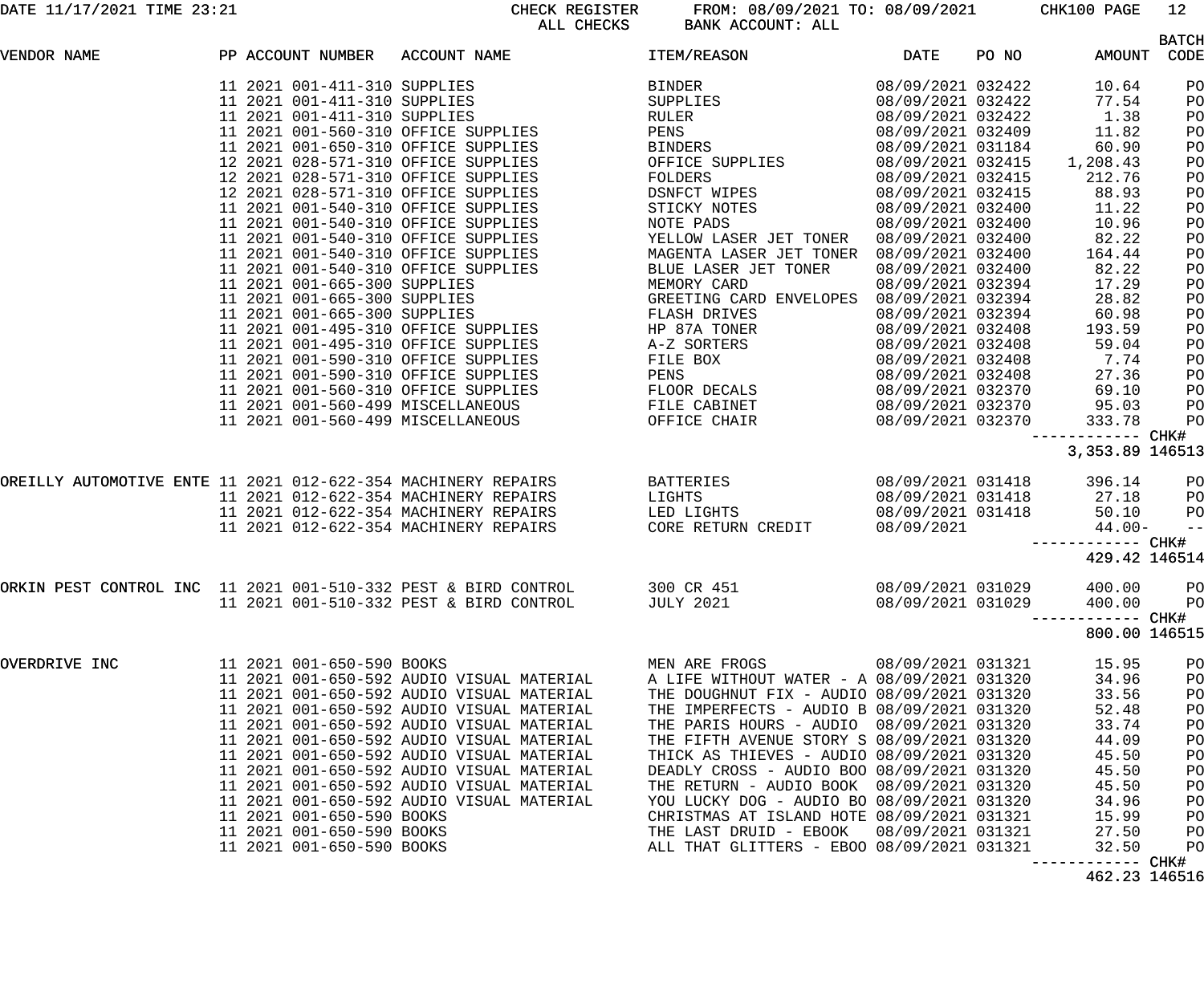DATE 11/17/2021 TIME 23:21 CHECK REGISTER FROM: 08/09/2021 TO: 08/09/2021 CHK100 PAGE 12
ALL CHECKS BANK ACCOUNT: ALL

| VENDOR NAME | PP ACCOUNT NUMBER | ACCOUNT NAME | ITEM/REASON | DATE | PO NO | AMOUNT | BATCH CODE |
|---|---|---|---|---|---|---|---|
| | 11 2021 001-411-310 | SUPPLIES | BINDER | 08/09/2021 | 032422 | 10.64 | PO |
| | 11 2021 001-411-310 | SUPPLIES | SUPPLIES | 08/09/2021 | 032422 | 77.54 | PO |
| | 11 2021 001-411-310 | SUPPLIES | RULER | 08/09/2021 | 032422 | 1.38 | PO |
| | 11 2021 001-560-310 | OFFICE SUPPLIES | PENS | 08/09/2021 | 032409 | 11.82 | PO |
| | 11 2021 001-650-310 | OFFICE SUPPLIES | BINDERS | 08/09/2021 | 031184 | 60.90 | PO |
| | 12 2021 028-571-310 | OFFICE SUPPLIES | OFFICE SUPPLIES | 08/09/2021 | 032415 | 1,208.43 | PO |
| | 12 2021 028-571-310 | OFFICE SUPPLIES | FOLDERS | 08/09/2021 | 032415 | 212.76 | PO |
| | 12 2021 028-571-310 | OFFICE SUPPLIES | DSNFCT WIPES | 08/09/2021 | 032415 | 88.93 | PO |
| | 11 2021 001-540-310 | OFFICE SUPPLIES | STICKY NOTES | 08/09/2021 | 032400 | 11.22 | PO |
| | 11 2021 001-540-310 | OFFICE SUPPLIES | NOTE PADS | 08/09/2021 | 032400 | 10.96 | PO |
| | 11 2021 001-540-310 | OFFICE SUPPLIES | YELLOW LASER JET TONER | 08/09/2021 | 032400 | 82.22 | PO |
| | 11 2021 001-540-310 | OFFICE SUPPLIES | MAGENTA LASER JET TONER | 08/09/2021 | 032400 | 164.44 | PO |
| | 11 2021 001-540-310 | OFFICE SUPPLIES | BLUE LASER JET TONER | 08/09/2021 | 032400 | 82.22 | PO |
| | 11 2021 001-665-300 | SUPPLIES | MEMORY CARD | 08/09/2021 | 032394 | 17.29 | PO |
| | 11 2021 001-665-300 | SUPPLIES | GREETING CARD ENVELOPES | 08/09/2021 | 032394 | 28.82 | PO |
| | 11 2021 001-665-300 | SUPPLIES | FLASH DRIVES | 08/09/2021 | 032394 | 60.98 | PO |
| | 11 2021 001-495-310 | OFFICE SUPPLIES | HP 87A TONER | 08/09/2021 | 032408 | 193.59 | PO |
| | 11 2021 001-495-310 | OFFICE SUPPLIES | A-Z SORTERS | 08/09/2021 | 032408 | 59.04 | PO |
| | 11 2021 001-590-310 | OFFICE SUPPLIES | FILE BOX | 08/09/2021 | 032408 | 7.74 | PO |
| | 11 2021 001-590-310 | OFFICE SUPPLIES | PENS | 08/09/2021 | 032408 | 27.36 | PO |
| | 11 2021 001-560-310 | OFFICE SUPPLIES | FLOOR DECALS | 08/09/2021 | 032370 | 69.10 | PO |
| | 11 2021 001-560-499 | MISCELLANEOUS | FILE CABINET | 08/09/2021 | 032370 | 95.03 | PO |
| | 11 2021 001-560-499 | MISCELLANEOUS | OFFICE CHAIR | 08/09/2021 | 032370 | 333.78 | PO |
| | | | | | | ------------ | CHK# |
| | | | | | | 3,353.89 | 146513 |
| OREILLY AUTOMOTIVE ENTE | 11 2021 012-622-354 | MACHINERY REPAIRS | BATTERIES | 08/09/2021 | 031418 | 396.14 | PO |
| | 11 2021 012-622-354 | MACHINERY REPAIRS | LIGHTS | 08/09/2021 | 031418 | 27.18 | PO |
| | 11 2021 012-622-354 | MACHINERY REPAIRS | LED LIGHTS | 08/09/2021 | 031418 | 50.10 | PO |
| | 11 2021 012-622-354 | MACHINERY REPAIRS | CORE RETURN CREDIT | 08/09/2021 | | 44.00- | -- |
| | | | | | | ------------ | CHK# |
| | | | | | | 429.42 | 146514 |
| ORKIN PEST CONTROL INC | 11 2021 001-510-332 | PEST & BIRD CONTROL | 300 CR 451 | 08/09/2021 | 031029 | 400.00 | PO |
| | 11 2021 001-510-332 | PEST & BIRD CONTROL | JULY 2021 | 08/09/2021 | 031029 | 400.00 | PO |
| | | | | | | ------------ | CHK# |
| | | | | | | 800.00 | 146515 |
| OVERDRIVE INC | 11 2021 001-650-590 | BOOKS | MEN ARE FROGS | 08/09/2021 | 031321 | 15.95 | PO |
| | 11 2021 001-650-592 | AUDIO VISUAL MATERIAL | A LIFE WITHOUT WATER - A | 08/09/2021 | 031320 | 34.96 | PO |
| | 11 2021 001-650-592 | AUDIO VISUAL MATERIAL | THE DOUGHNUT FIX - AUDIO | 08/09/2021 | 031320 | 33.56 | PO |
| | 11 2021 001-650-592 | AUDIO VISUAL MATERIAL | THE IMPERFECTS - AUDIO B | 08/09/2021 | 031320 | 52.48 | PO |
| | 11 2021 001-650-592 | AUDIO VISUAL MATERIAL | THE PARIS HOURS - AUDIO | 08/09/2021 | 031320 | 33.74 | PO |
| | 11 2021 001-650-592 | AUDIO VISUAL MATERIAL | THE FIFTH AVENUE STORY S | 08/09/2021 | 031320 | 44.09 | PO |
| | 11 2021 001-650-592 | AUDIO VISUAL MATERIAL | THICK AS THIEVES - AUDIO | 08/09/2021 | 031320 | 45.50 | PO |
| | 11 2021 001-650-592 | AUDIO VISUAL MATERIAL | DEADLY CROSS - AUDIO BOO | 08/09/2021 | 031320 | 45.50 | PO |
| | 11 2021 001-650-592 | AUDIO VISUAL MATERIAL | THE RETURN - AUDIO BOOK | 08/09/2021 | 031320 | 45.50 | PO |
| | 11 2021 001-650-592 | AUDIO VISUAL MATERIAL | YOU LUCKY DOG - AUDIO BO | 08/09/2021 | 031320 | 34.96 | PO |
| | 11 2021 001-650-590 | BOOKS | CHRISTMAS AT ISLAND HOTE | 08/09/2021 | 031321 | 15.99 | PO |
| | 11 2021 001-650-590 | BOOKS | THE LAST DRUID - EBOOK | 08/09/2021 | 031321 | 27.50 | PO |
| | 11 2021 001-650-590 | BOOKS | ALL THAT GLITTERS - EBOO | 08/09/2021 | 031321 | 32.50 | PO |
| | | | | | | ------------ | CHK# |
| | | | | | | 462.23 | 146516 |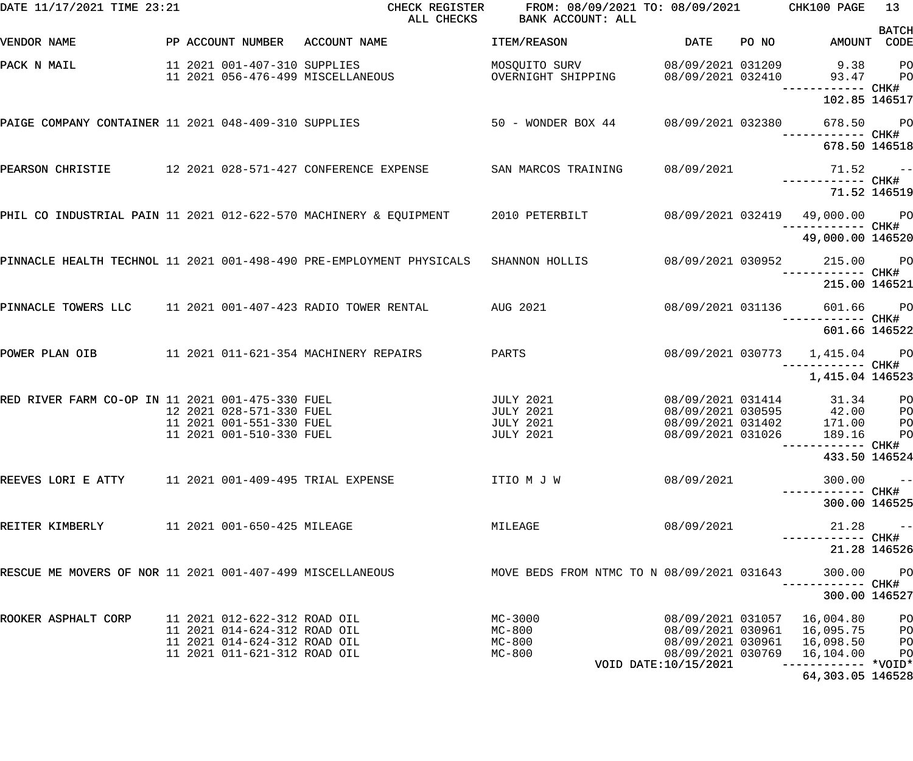DATE 11/17/2021 TIME 23:21 CHECK REGISTER FROM: 08/09/2021 TO: 08/09/2021 CHK100 PAGE 13
ALL CHECKS BANK ACCOUNT: ALL

| VENDOR NAME | PP | ACCOUNT NUMBER | ACCOUNT NAME | ITEM/REASON | DATE | PO NO | AMOUNT | BATCH CODE |
|---|---|---|---|---|---|---|---|---|
| PACK N MAIL | 11 2021 | 001-407-310 | SUPPLIES | MOSQUITO SURV | 08/09/2021 | 031209 | 9.38 | PO |
| | 11 2021 | 056-476-499 | MISCELLANEOUS | OVERNIGHT SHIPPING | 08/09/2021 | 032410 | 93.47 | PO |
| | | | | | | | ------------ | CHK# |
| | | | | | | | 102.85 | 146517 |
| PAIGE COMPANY CONTAINER | 11 2021 | 048-409-310 | SUPPLIES | 50 - WONDER BOX 44 | 08/09/2021 | 032380 | 678.50 | PO |
| | | | | | | | ------------ | CHK# |
| | | | | | | | 678.50 | 146518 |
| PEARSON CHRISTIE | 12 2021 | 028-571-427 | CONFERENCE EXPENSE | SAN MARCOS TRAINING | 08/09/2021 | | 71.52 | -- |
| | | | | | | | ------------ | CHK# |
| | | | | | | | 71.52 | 146519 |
| PHIL CO INDUSTRIAL PAIN | 11 2021 | 012-622-570 | MACHINERY & EQUIPMENT | 2010 PETERBILT | 08/09/2021 | 032419 | 49,000.00 | PO |
| | | | | | | | ------------ | CHK# |
| | | | | | | | 49,000.00 | 146520 |
| PINNACLE HEALTH TECHNOL | 11 2021 | 001-498-490 | PRE-EMPLOYMENT PHYSICALS | SHANNON HOLLIS | 08/09/2021 | 030952 | 215.00 | PO |
| | | | | | | | ------------ | CHK# |
| | | | | | | | 215.00 | 146521 |
| PINNACLE TOWERS LLC | 11 2021 | 001-407-423 | RADIO TOWER RENTAL | AUG 2021 | 08/09/2021 | 031136 | 601.66 | PO |
| | | | | | | | ------------ | CHK# |
| | | | | | | | 601.66 | 146522 |
| POWER PLAN OIB | 11 2021 | 011-621-354 | MACHINERY REPAIRS | PARTS | 08/09/2021 | 030773 | 1,415.04 | PO |
| | | | | | | | ------------ | CHK# |
| | | | | | | | 1,415.04 | 146523 |
| RED RIVER FARM CO-OP IN | 11 2021 | 001-475-330 | FUEL | JULY 2021 | 08/09/2021 | 031414 | 31.34 | PO |
| | 12 2021 | 028-571-330 | FUEL | JULY 2021 | 08/09/2021 | 030595 | 42.00 | PO |
| | 11 2021 | 001-551-330 | FUEL | JULY 2021 | 08/09/2021 | 031402 | 171.00 | PO |
| | 11 2021 | 001-510-330 | FUEL | JULY 2021 | 08/09/2021 | 031026 | 189.16 | PO |
| | | | | | | | ------------ | CHK# |
| | | | | | | | 433.50 | 146524 |
| REEVES LORI E ATTY | 11 2021 | 001-409-495 | TRIAL EXPENSE | ITIO M J W | 08/09/2021 | | 300.00 | -- |
| | | | | | | | ------------ | CHK# |
| | | | | | | | 300.00 | 146525 |
| REITER KIMBERLY | 11 2021 | 001-650-425 | MILEAGE | MILEAGE | 08/09/2021 | | 21.28 | -- |
| | | | | | | | ------------ | CHK# |
| | | | | | | | 21.28 | 146526 |
| RESCUE ME MOVERS OF NOR | 11 2021 | 001-407-499 | MISCELLANEOUS | MOVE BEDS FROM NTMC TO N | 08/09/2021 | 031643 | 300.00 | PO |
| | | | | | | | ------------ | CHK# |
| | | | | | | | 300.00 | 146527 |
| ROOKER ASPHALT CORP | 11 2021 | 012-622-312 | ROAD OIL | MC-3000 | 08/09/2021 | 031057 | 16,004.80 | PO |
| | 11 2021 | 014-624-312 | ROAD OIL | MC-800 | 08/09/2021 | 030961 | 16,095.75 | PO |
| | 11 2021 | 014-624-312 | ROAD OIL | MC-800 | 08/09/2021 | 030961 | 16,098.50 | PO |
| | 11 2021 | 011-621-312 | ROAD OIL | MC-800 | 08/09/2021 | 030769 | 16,104.00 | PO |
| | | | | | VOID DATE:10/15/2021 | | ------------ | *VOID* |
| | | | | | | | 64,303.05 | 146528 |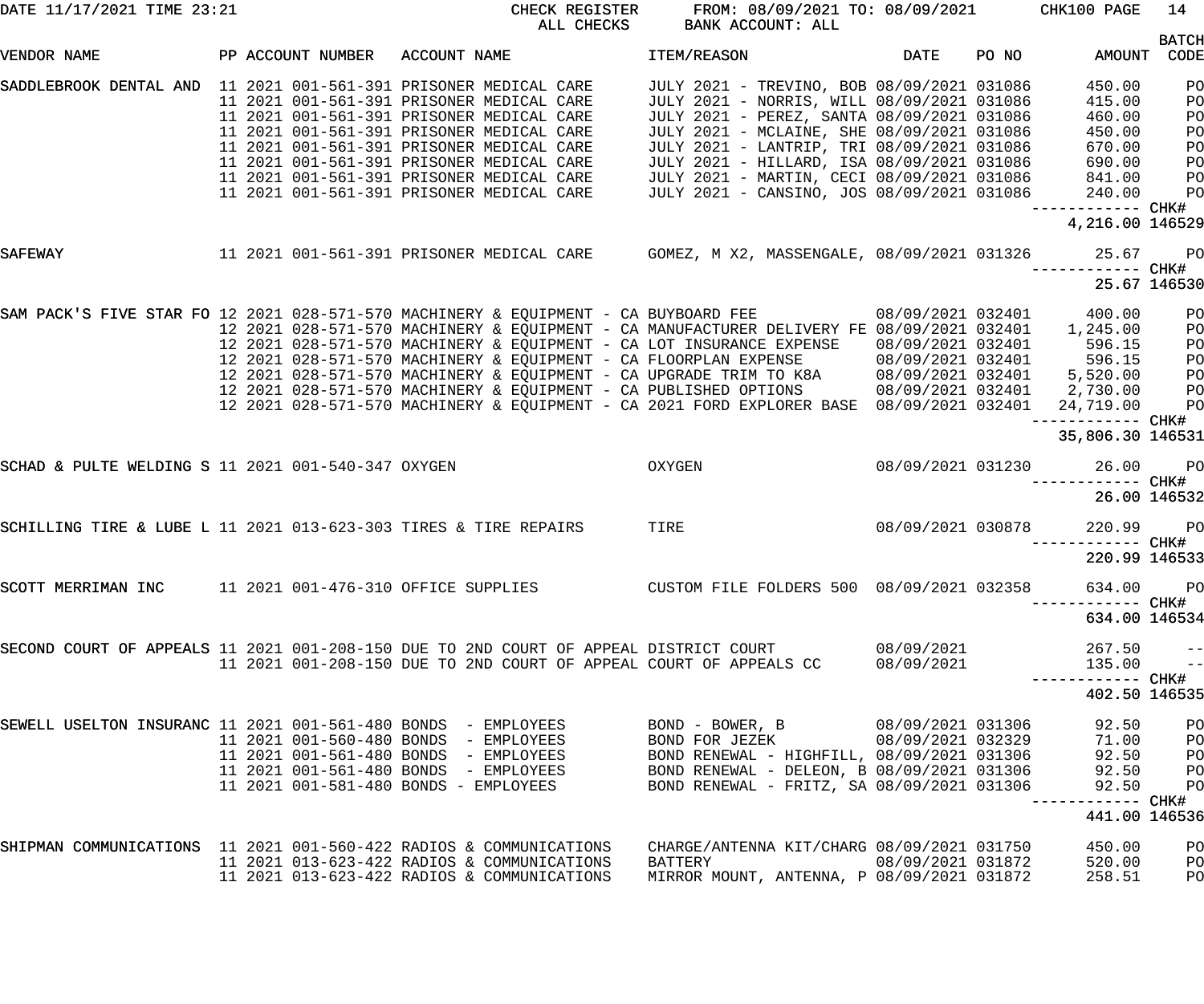CHECK REGISTER — ALL CHECKS — FROM: 08/09/2021 TO: 08/09/2021 — BANK ACCOUNT: ALL

| VENDOR NAME | PP | ACCOUNT NUMBER | ACCOUNT NAME | ITEM/REASON | DATE | PO NO | AMOUNT | BATCH CODE |
|---|---|---|---|---|---|---|---|---|
| SADDLEBROOK DENTAL AND | 11 2021 | 001-561-391 | PRISONER MEDICAL CARE | JULY 2021 - TREVINO, BOB | 08/09/2021 | 031086 | 450.00 | PO |
| | 11 2021 | 001-561-391 | PRISONER MEDICAL CARE | JULY 2021 - NORRIS, WILL | 08/09/2021 | 031086 | 415.00 | PO |
| | 11 2021 | 001-561-391 | PRISONER MEDICAL CARE | JULY 2021 - PEREZ, SANTA | 08/09/2021 | 031086 | 460.00 | PO |
| | 11 2021 | 001-561-391 | PRISONER MEDICAL CARE | JULY 2021 - MCLAINE, SHE | 08/09/2021 | 031086 | 450.00 | PO |
| | 11 2021 | 001-561-391 | PRISONER MEDICAL CARE | JULY 2021 - LANTRIP, TRI | 08/09/2021 | 031086 | 670.00 | PO |
| | 11 2021 | 001-561-391 | PRISONER MEDICAL CARE | JULY 2021 - HILLARD, ISA | 08/09/2021 | 031086 | 690.00 | PO |
| | 11 2021 | 001-561-391 | PRISONER MEDICAL CARE | JULY 2021 - MARTIN, CECI | 08/09/2021 | 031086 | 841.00 | PO |
| | 11 2021 | 001-561-391 | PRISONER MEDICAL CARE | JULY 2021 - CANSINO, JOS | 08/09/2021 | 031086 | 240.00 | PO |
| | | | | | | | 4,216.00 | CHK# 146529 |
| SAFEWAY | 11 2021 | 001-561-391 | PRISONER MEDICAL CARE | GOMEZ, M X2, MASSENGALE, | 08/09/2021 | 031326 | 25.67 | PO |
| | | | | | | | 25.67 | CHK# 146530 |
| SAM PACK'S FIVE STAR FO | 12 2021 | 028-571-570 | MACHINERY & EQUIPMENT - CA | BUYBOARD FEE | 08/09/2021 | 032401 | 400.00 | PO |
| | 12 2021 | 028-571-570 | MACHINERY & EQUIPMENT - CA | MANUFACTURER DELIVERY FE | 08/09/2021 | 032401 | 1,245.00 | PO |
| | 12 2021 | 028-571-570 | MACHINERY & EQUIPMENT - CA | LOT INSURANCE EXPENSE | 08/09/2021 | 032401 | 596.15 | PO |
| | 12 2021 | 028-571-570 | MACHINERY & EQUIPMENT - CA | FLOORPLAN EXPENSE | 08/09/2021 | 032401 | 596.15 | PO |
| | 12 2021 | 028-571-570 | MACHINERY & EQUIPMENT - CA | UPGRADE TRIM TO K8A | 08/09/2021 | 032401 | 5,520.00 | PO |
| | 12 2021 | 028-571-570 | MACHINERY & EQUIPMENT - CA | PUBLISHED OPTIONS | 08/09/2021 | 032401 | 2,730.00 | PO |
| | 12 2021 | 028-571-570 | MACHINERY & EQUIPMENT - CA | 2021 FORD EXPLORER BASE | 08/09/2021 | 032401 | 24,719.00 | PO |
| | | | | | | | 35,806.30 | CHK# 146531 |
| SCHAD & PULTE WELDING S | 11 2021 | 001-540-347 | OXYGEN | OXYGEN | 08/09/2021 | 031230 | 26.00 | PO |
| | | | | | | | 26.00 | CHK# 146532 |
| SCHILLING TIRE & LUBE L | 11 2021 | 013-623-303 | TIRES & TIRE REPAIRS | TIRE | 08/09/2021 | 030878 | 220.99 | PO |
| | | | | | | | 220.99 | CHK# 146533 |
| SCOTT MERRIMAN INC | 11 2021 | 001-476-310 | OFFICE SUPPLIES | CUSTOM FILE FOLDERS 500 | 08/09/2021 | 032358 | 634.00 | PO |
| | | | | | | | 634.00 | CHK# 146534 |
| SECOND COURT OF APPEALS | 11 2021 | 001-208-150 | DUE TO 2ND COURT OF APPEAL | DISTRICT COURT | 08/09/2021 | | 267.50 | -- |
| | 11 2021 | 001-208-150 | DUE TO 2ND COURT OF APPEAL | COURT OF APPEALS CC | 08/09/2021 | | 135.00 | -- |
| | | | | | | | 402.50 | CHK# 146535 |
| SEWELL USELTON INSURANC | 11 2021 | 001-561-480 | BONDS - EMPLOYEES | BOND - BOWER, B | 08/09/2021 | 031306 | 92.50 | PO |
| | 11 2021 | 001-560-480 | BONDS - EMPLOYEES | BOND FOR JEZEK | 08/09/2021 | 032329 | 71.00 | PO |
| | 11 2021 | 001-561-480 | BONDS - EMPLOYEES | BOND RENEWAL - HIGHFILL, | 08/09/2021 | 031306 | 92.50 | PO |
| | 11 2021 | 001-561-480 | BONDS - EMPLOYEES | BOND RENEWAL - DELEON, B | 08/09/2021 | 031306 | 92.50 | PO |
| | 11 2021 | 001-581-480 | BONDS - EMPLOYEES | BOND RENEWAL - FRITZ, SA | 08/09/2021 | 031306 | 92.50 | PO |
| | | | | | | | 441.00 | CHK# 146536 |
| SHIPMAN COMMUNICATIONS | 11 2021 | 001-560-422 | RADIOS & COMMUNICATIONS | CHARGE/ANTENNA KIT/CHARG | 08/09/2021 | 031750 | 450.00 | PO |
| | 11 2021 | 013-623-422 | RADIOS & COMMUNICATIONS | BATTERY | 08/09/2021 | 031872 | 520.00 | PO |
| | 11 2021 | 013-623-422 | RADIOS & COMMUNICATIONS | MIRROR MOUNT, ANTENNA, P | 08/09/2021 | 031872 | 258.51 | PO |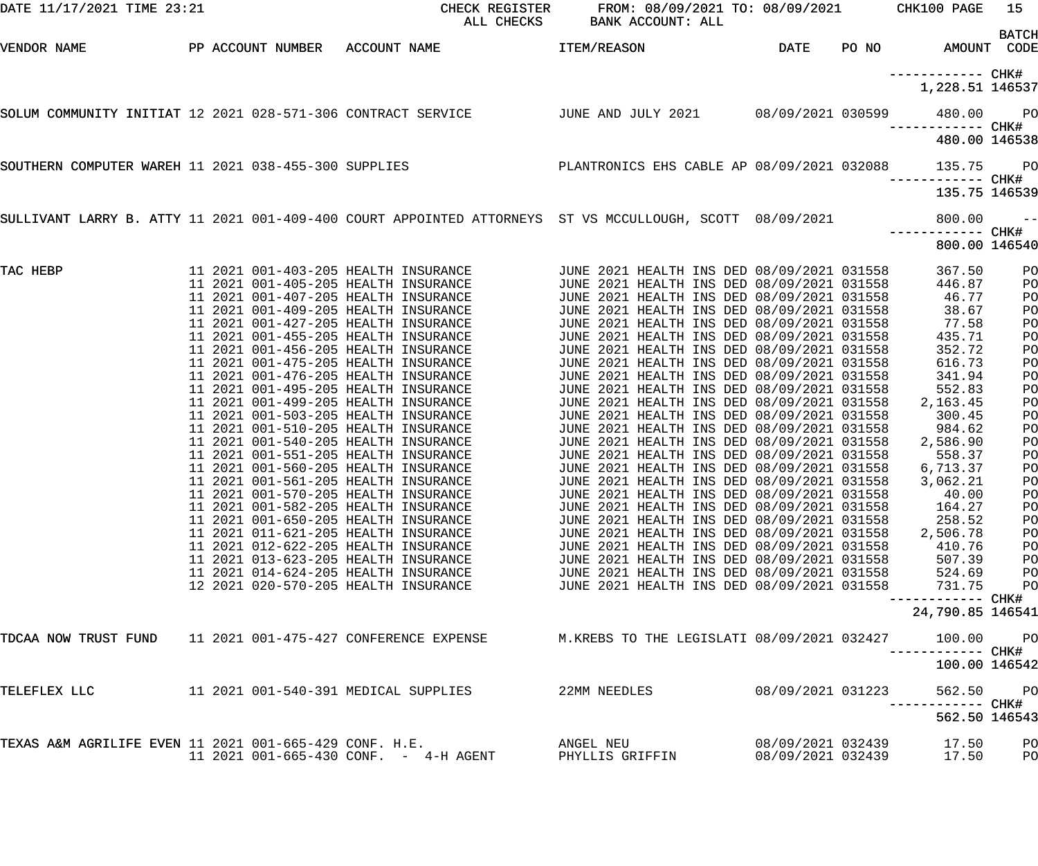CHECK REGISTER — ALL CHECKS

FROM: 08/09/2021 TO: 08/09/2021 — BANK ACCOUNT: ALL

| VENDOR NAME | PP | ACCOUNT NUMBER | ACCOUNT NAME | ITEM/REASON | DATE | PO NO | AMOUNT | BATCH CODE |
|---|---|---|---|---|---|---|---|---|
| | | | | | | | ------------ CHK# | |
| | | | | | | | 1,228.51 | 146537 |
| SOLUM COMMUNITY INITIAT | 12 | 2021 028-571-306 | CONTRACT SERVICE | JUNE AND JULY 2021 | 08/09/2021 | 030599 | 480.00 | PO |
| | | | | | | | ------------ CHK# | |
| | | | | | | | 480.00 | 146538 |
| SOUTHERN COMPUTER WAREH | 11 | 2021 038-455-300 | SUPPLIES | PLANTRONICS EHS CABLE AP | 08/09/2021 | 032088 | 135.75 | PO |
| | | | | | | | ------------ CHK# | |
| | | | | | | | 135.75 | 146539 |
| SULLIVANT LARRY B. ATTY | 11 | 2021 001-409-400 | COURT APPOINTED ATTORNEYS | ST VS MCCULLOUGH, SCOTT | 08/09/2021 | | 800.00 | -- |
| | | | | | | | ------------ CHK# | |
| | | | | | | | 800.00 | 146540 |
| TAC HEBP | 11 | 2021 001-403-205 | HEALTH INSURANCE | JUNE 2021 HEALTH INS DED | 08/09/2021 | 031558 | 367.50 | PO |
| | 11 | 2021 001-405-205 | HEALTH INSURANCE | JUNE 2021 HEALTH INS DED | 08/09/2021 | 031558 | 446.87 | PO |
| | 11 | 2021 001-407-205 | HEALTH INSURANCE | JUNE 2021 HEALTH INS DED | 08/09/2021 | 031558 | 46.77 | PO |
| | 11 | 2021 001-409-205 | HEALTH INSURANCE | JUNE 2021 HEALTH INS DED | 08/09/2021 | 031558 | 38.67 | PO |
| | 11 | 2021 001-427-205 | HEALTH INSURANCE | JUNE 2021 HEALTH INS DED | 08/09/2021 | 031558 | 77.58 | PO |
| | 11 | 2021 001-455-205 | HEALTH INSURANCE | JUNE 2021 HEALTH INS DED | 08/09/2021 | 031558 | 435.71 | PO |
| | 11 | 2021 001-456-205 | HEALTH INSURANCE | JUNE 2021 HEALTH INS DED | 08/09/2021 | 031558 | 352.72 | PO |
| | 11 | 2021 001-475-205 | HEALTH INSURANCE | JUNE 2021 HEALTH INS DED | 08/09/2021 | 031558 | 616.73 | PO |
| | 11 | 2021 001-476-205 | HEALTH INSURANCE | JUNE 2021 HEALTH INS DED | 08/09/2021 | 031558 | 341.94 | PO |
| | 11 | 2021 001-495-205 | HEALTH INSURANCE | JUNE 2021 HEALTH INS DED | 08/09/2021 | 031558 | 552.83 | PO |
| | 11 | 2021 001-499-205 | HEALTH INSURANCE | JUNE 2021 HEALTH INS DED | 08/09/2021 | 031558 | 2,163.45 | PO |
| | 11 | 2021 001-503-205 | HEALTH INSURANCE | JUNE 2021 HEALTH INS DED | 08/09/2021 | 031558 | 300.45 | PO |
| | 11 | 2021 001-510-205 | HEALTH INSURANCE | JUNE 2021 HEALTH INS DED | 08/09/2021 | 031558 | 984.62 | PO |
| | 11 | 2021 001-540-205 | HEALTH INSURANCE | JUNE 2021 HEALTH INS DED | 08/09/2021 | 031558 | 2,586.90 | PO |
| | 11 | 2021 001-551-205 | HEALTH INSURANCE | JUNE 2021 HEALTH INS DED | 08/09/2021 | 031558 | 558.37 | PO |
| | 11 | 2021 001-560-205 | HEALTH INSURANCE | JUNE 2021 HEALTH INS DED | 08/09/2021 | 031558 | 6,713.37 | PO |
| | 11 | 2021 001-561-205 | HEALTH INSURANCE | JUNE 2021 HEALTH INS DED | 08/09/2021 | 031558 | 3,062.21 | PO |
| | 11 | 2021 001-570-205 | HEALTH INSURANCE | JUNE 2021 HEALTH INS DED | 08/09/2021 | 031558 | 40.00 | PO |
| | 11 | 2021 001-582-205 | HEALTH INSURANCE | JUNE 2021 HEALTH INS DED | 08/09/2021 | 031558 | 164.27 | PO |
| | 11 | 2021 001-650-205 | HEALTH INSURANCE | JUNE 2021 HEALTH INS DED | 08/09/2021 | 031558 | 258.52 | PO |
| | 11 | 2021 011-621-205 | HEALTH INSURANCE | JUNE 2021 HEALTH INS DED | 08/09/2021 | 031558 | 2,506.78 | PO |
| | 11 | 2021 012-622-205 | HEALTH INSURANCE | JUNE 2021 HEALTH INS DED | 08/09/2021 | 031558 | 410.76 | PO |
| | 11 | 2021 013-623-205 | HEALTH INSURANCE | JUNE 2021 HEALTH INS DED | 08/09/2021 | 031558 | 507.39 | PO |
| | 11 | 2021 014-624-205 | HEALTH INSURANCE | JUNE 2021 HEALTH INS DED | 08/09/2021 | 031558 | 524.69 | PO |
| | 12 | 2021 020-570-205 | HEALTH INSURANCE | JUNE 2021 HEALTH INS DED | 08/09/2021 | 031558 | 731.75 | PO |
| | | | | | | | ------------ CHK# | |
| | | | | | | | 24,790.85 | 146541 |
| TDCAA NOW TRUST FUND | 11 | 2021 001-475-427 | CONFERENCE EXPENSE | M.KREBS TO THE LEGISLATI | 08/09/2021 | 032427 | 100.00 | PO |
| | | | | | | | ------------ CHK# | |
| | | | | | | | 100.00 | 146542 |
| TELEFLEX LLC | 11 | 2021 001-540-391 | MEDICAL SUPPLIES | 22MM NEEDLES | 08/09/2021 | 031223 | 562.50 | PO |
| | | | | | | | ------------ CHK# | |
| | | | | | | | 562.50 | 146543 |
| TEXAS A&M AGRILIFE EVEN | 11 | 2021 001-665-429 | CONF. H.E. | ANGEL NEU | 08/09/2021 | 032439 | 17.50 | PO |
| | 11 | 2021 001-665-430 | CONF. - 4-H AGENT | PHYLLIS GRIFFIN | 08/09/2021 | 032439 | 17.50 | PO |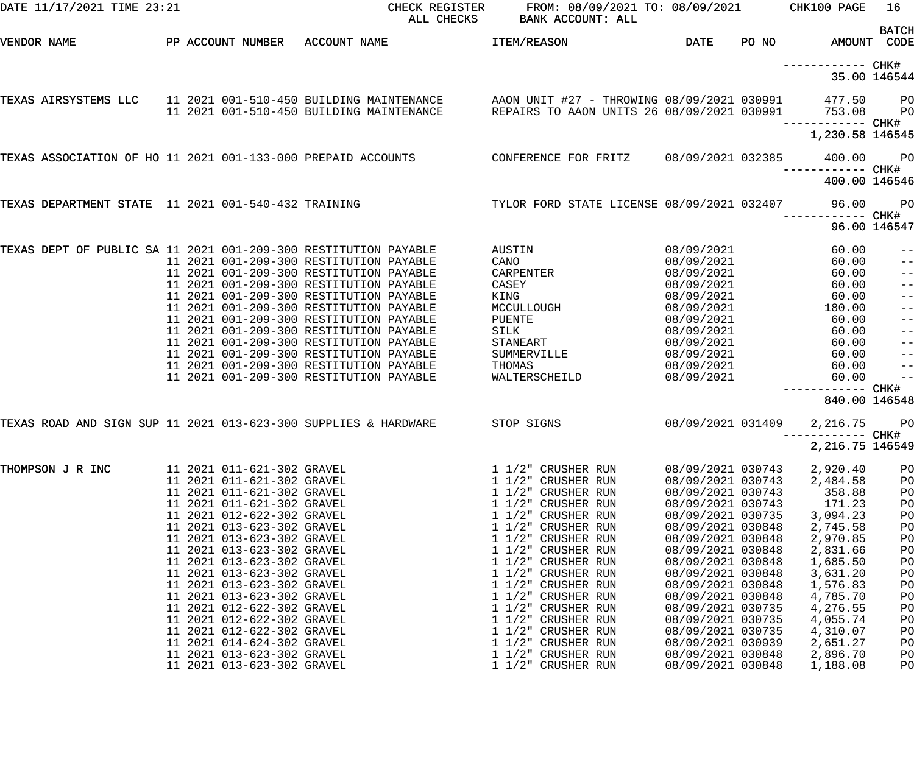CHECK REGISTER — ALL CHECKS — FROM: 08/09/2021 TO: 08/09/2021 — BANK ACCOUNT: ALL

DATE 11/17/2021 TIME 23:21 — CHK100

| VENDOR NAME | PP | ACCOUNT NUMBER | ACCOUNT NAME | ITEM/REASON | DATE | PO NO | AMOUNT | BATCH CODE |
|---|---|---|---|---|---|---|---|---|
| | | | | | | | ------------ | CHK# |
| | | | | | | | 35.00 | 146544 |
| TEXAS AIRSYSTEMS LLC | 11 2021 | 001-510-450 | BUILDING MAINTENANCE | AAON UNIT #27 - THROWING | 08/09/2021 | 030991 | 477.50 | PO |
| | 11 2021 | 001-510-450 | BUILDING MAINTENANCE | REPAIRS TO AAON UNITS 26 | 08/09/2021 | 030991 | 753.08 | PO |
| | | | | | | | ------------ | CHK# |
| | | | | | | | 1,230.58 | 146545 |
| TEXAS ASSOCIATION OF HO | 11 2021 | 001-133-000 | PREPAID ACCOUNTS | CONFERENCE FOR FRITZ | 08/09/2021 | 032385 | 400.00 | PO |
| | | | | | | | ------------ | CHK# |
| | | | | | | | 400.00 | 146546 |
| TEXAS DEPARTMENT STATE | 11 2021 | 001-540-432 | TRAINING | TYLOR FORD STATE LICENSE | 08/09/2021 | 032407 | 96.00 | PO |
| | | | | | | | ------------ | CHK# |
| | | | | | | | 96.00 | 146547 |
| TEXAS DEPT OF PUBLIC SA | 11 2021 | 001-209-300 | RESTITUTION PAYABLE | AUSTIN | 08/09/2021 | | 60.00 | -- |
| | 11 2021 | 001-209-300 | RESTITUTION PAYABLE | CANO | 08/09/2021 | | 60.00 | -- |
| | 11 2021 | 001-209-300 | RESTITUTION PAYABLE | CARPENTER | 08/09/2021 | | 60.00 | -- |
| | 11 2021 | 001-209-300 | RESTITUTION PAYABLE | CASEY | 08/09/2021 | | 60.00 | -- |
| | 11 2021 | 001-209-300 | RESTITUTION PAYABLE | KING | 08/09/2021 | | 60.00 | -- |
| | 11 2021 | 001-209-300 | RESTITUTION PAYABLE | MCCULLOUGH | 08/09/2021 | | 180.00 | -- |
| | 11 2021 | 001-209-300 | RESTITUTION PAYABLE | PUENTE | 08/09/2021 | | 60.00 | -- |
| | 11 2021 | 001-209-300 | RESTITUTION PAYABLE | SILK | 08/09/2021 | | 60.00 | -- |
| | 11 2021 | 001-209-300 | RESTITUTION PAYABLE | STANEART | 08/09/2021 | | 60.00 | -- |
| | 11 2021 | 001-209-300 | RESTITUTION PAYABLE | SUMMERVILLE | 08/09/2021 | | 60.00 | -- |
| | 11 2021 | 001-209-300 | RESTITUTION PAYABLE | THOMAS | 08/09/2021 | | 60.00 | -- |
| | 11 2021 | 001-209-300 | RESTITUTION PAYABLE | WALTERSCHEILD | 08/09/2021 | | 60.00 | -- |
| | | | | | | | ------------ | CHK# |
| | | | | | | | 840.00 | 146548 |
| TEXAS ROAD AND SIGN SUP | 11 2021 | 013-623-300 | SUPPLIES & HARDWARE | STOP SIGNS | 08/09/2021 | 031409 | 2,216.75 | PO |
| | | | | | | | ------------ | CHK# |
| | | | | | | | 2,216.75 | 146549 |
| THOMPSON J R INC | 11 2021 | 011-621-302 | GRAVEL | 1 1/2" CRUSHER RUN | 08/09/2021 | 030743 | 2,920.40 | PO |
| | 11 2021 | 011-621-302 | GRAVEL | 1 1/2" CRUSHER RUN | 08/09/2021 | 030743 | 2,484.58 | PO |
| | 11 2021 | 011-621-302 | GRAVEL | 1 1/2" CRUSHER RUN | 08/09/2021 | 030743 | 358.88 | PO |
| | 11 2021 | 011-621-302 | GRAVEL | 1 1/2" CRUSHER RUN | 08/09/2021 | 030743 | 171.23 | PO |
| | 11 2021 | 012-622-302 | GRAVEL | 1 1/2" CRUSHER RUN | 08/09/2021 | 030735 | 3,094.23 | PO |
| | 11 2021 | 013-623-302 | GRAVEL | 1 1/2" CRUSHER RUN | 08/09/2021 | 030848 | 2,745.58 | PO |
| | 11 2021 | 013-623-302 | GRAVEL | 1 1/2" CRUSHER RUN | 08/09/2021 | 030848 | 2,970.85 | PO |
| | 11 2021 | 013-623-302 | GRAVEL | 1 1/2" CRUSHER RUN | 08/09/2021 | 030848 | 2,831.66 | PO |
| | 11 2021 | 013-623-302 | GRAVEL | 1 1/2" CRUSHER RUN | 08/09/2021 | 030848 | 1,685.50 | PO |
| | 11 2021 | 013-623-302 | GRAVEL | 1 1/2" CRUSHER RUN | 08/09/2021 | 030848 | 3,631.20 | PO |
| | 11 2021 | 013-623-302 | GRAVEL | 1 1/2" CRUSHER RUN | 08/09/2021 | 030848 | 1,576.83 | PO |
| | 11 2021 | 013-623-302 | GRAVEL | 1 1/2" CRUSHER RUN | 08/09/2021 | 030848 | 4,785.70 | PO |
| | 11 2021 | 012-622-302 | GRAVEL | 1 1/2" CRUSHER RUN | 08/09/2021 | 030735 | 4,276.55 | PO |
| | 11 2021 | 012-622-302 | GRAVEL | 1 1/2" CRUSHER RUN | 08/09/2021 | 030735 | 4,055.74 | PO |
| | 11 2021 | 012-622-302 | GRAVEL | 1 1/2" CRUSHER RUN | 08/09/2021 | 030735 | 4,310.07 | PO |
| | 11 2021 | 014-624-302 | GRAVEL | 1 1/2" CRUSHER RUN | 08/09/2021 | 030939 | 2,651.27 | PO |
| | 11 2021 | 013-623-302 | GRAVEL | 1 1/2" CRUSHER RUN | 08/09/2021 | 030848 | 2,896.70 | PO |
| | 11 2021 | 013-623-302 | GRAVEL | 1 1/2" CRUSHER RUN | 08/09/2021 | 030848 | 1,188.08 | PO |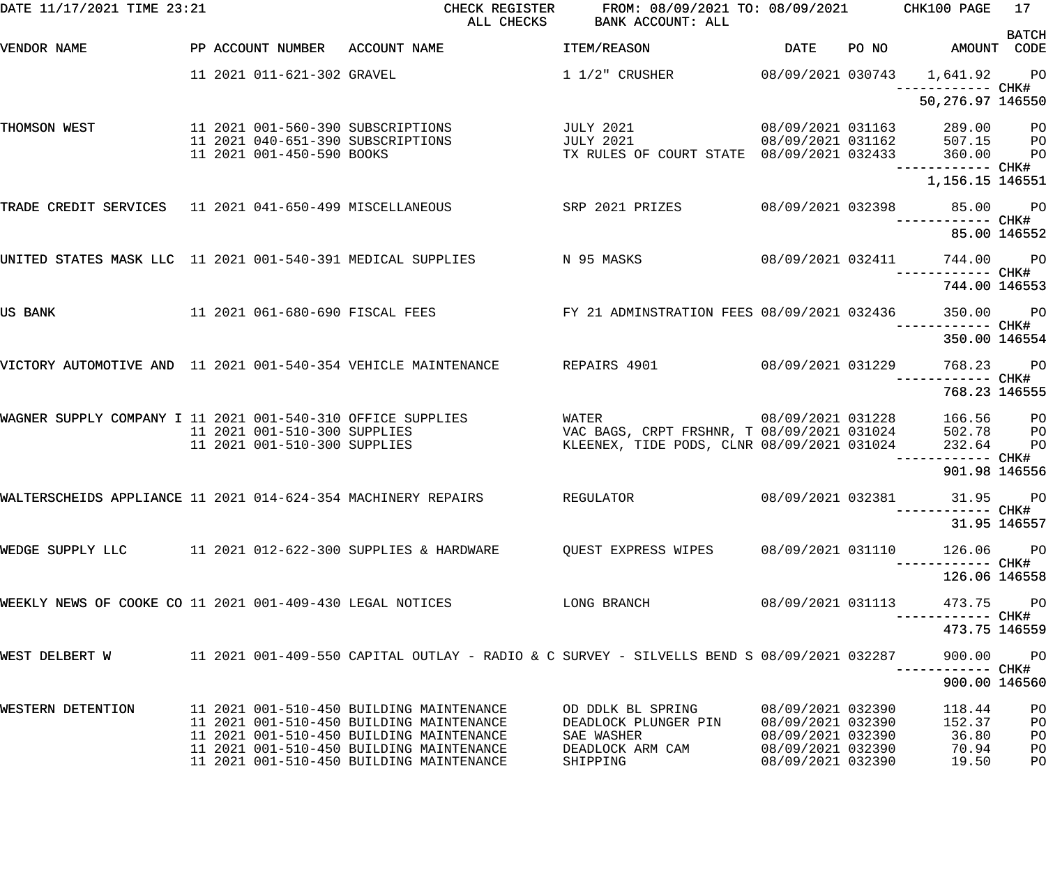CHECK REGISTER — ALL CHECKS — FROM: 08/09/2021 TO: 08/09/2021 — BANK ACCOUNT: ALL

DATE 11/17/2021 TIME 23:21 — CHK100 PAGE 17

| VENDOR NAME | PP | ACCOUNT NUMBER | ACCOUNT NAME | ITEM/REASON | DATE | PO NO | AMOUNT | BATCH CODE |
|---|---|---|---|---|---|---|---|---|
| | 11 2021 | 011-621-302 | GRAVEL | 1 1/2" CRUSHER | 08/09/2021 | 030743 | 1,641.92 | PO |
| | | | | | | | 50,276.97 | CHK# 146550 |
| THOMSON WEST | 11 2021 | 001-560-390 | SUBSCRIPTIONS | JULY 2021 | 08/09/2021 | 031163 | 289.00 | PO |
| | 11 2021 | 040-651-390 | SUBSCRIPTIONS | JULY 2021 | 08/09/2021 | 031162 | 507.15 | PO |
| | 11 2021 | 001-450-590 | BOOKS | TX RULES OF COURT STATE | 08/09/2021 | 032433 | 360.00 | PO |
| | | | | | | | 1,156.15 | CHK# 146551 |
| TRADE CREDIT SERVICES | 11 2021 | 041-650-499 | MISCELLANEOUS | SRP 2021 PRIZES | 08/09/2021 | 032398 | 85.00 | PO |
| | | | | | | | 85.00 | CHK# 146552 |
| UNITED STATES MASK LLC | 11 2021 | 001-540-391 | MEDICAL SUPPLIES | N 95 MASKS | 08/09/2021 | 032411 | 744.00 | PO |
| | | | | | | | 744.00 | CHK# 146553 |
| US BANK | 11 2021 | 061-680-690 | FISCAL FEES | FY 21 ADMINSTRATION FEES | 08/09/2021 | 032436 | 350.00 | PO |
| | | | | | | | 350.00 | CHK# 146554 |
| VICTORY AUTOMOTIVE AND | 11 2021 | 001-540-354 | VEHICLE MAINTENANCE | REPAIRS 4901 | 08/09/2021 | 031229 | 768.23 | PO |
| | | | | | | | 768.23 | CHK# 146555 |
| WAGNER SUPPLY COMPANY I | 11 2021 | 001-540-310 | OFFICE SUPPLIES | WATER | 08/09/2021 | 031228 | 166.56 | PO |
| | 11 2021 | 001-510-300 | SUPPLIES | VAC BAGS, CRPT FRSHNR, T | 08/09/2021 | 031024 | 502.78 | PO |
| | 11 2021 | 001-510-300 | SUPPLIES | KLEENEX, TIDE PODS, CLNR | 08/09/2021 | 031024 | 232.64 | PO |
| | | | | | | | 901.98 | CHK# 146556 |
| WALTERSCHEIDS APPLIANCE | 11 2021 | 014-624-354 | MACHINERY REPAIRS | REGULATOR | 08/09/2021 | 032381 | 31.95 | PO |
| | | | | | | | 31.95 | CHK# 146557 |
| WEDGE SUPPLY LLC | 11 2021 | 012-622-300 | SUPPLIES & HARDWARE | QUEST EXPRESS WIPES | 08/09/2021 | 031110 | 126.06 | PO |
| | | | | | | | 126.06 | CHK# 146558 |
| WEEKLY NEWS OF COOKE CO | 11 2021 | 001-409-430 | LEGAL NOTICES | LONG BRANCH | 08/09/2021 | 031113 | 473.75 | PO |
| | | | | | | | 473.75 | CHK# 146559 |
| WEST DELBERT W | 11 2021 | 001-409-550 | CAPITAL OUTLAY - RADIO & C | SURVEY - SILVELLS BEND S | 08/09/2021 | 032287 | 900.00 | PO |
| | | | | | | | 900.00 | CHK# 146560 |
| WESTERN DETENTION | 11 2021 | 001-510-450 | BUILDING MAINTENANCE | OD DDLK BL SPRING | 08/09/2021 | 032390 | 118.44 | PO |
| | 11 2021 | 001-510-450 | BUILDING MAINTENANCE | DEADLOCK PLUNGER PIN | 08/09/2021 | 032390 | 152.37 | PO |
| | 11 2021 | 001-510-450 | BUILDING MAINTENANCE | SAE WASHER | 08/09/2021 | 032390 | 36.80 | PO |
| | 11 2021 | 001-510-450 | BUILDING MAINTENANCE | DEADLOCK ARM CAM | 08/09/2021 | 032390 | 70.94 | PO |
| | 11 2021 | 001-510-450 | BUILDING MAINTENANCE | SHIPPING | 08/09/2021 | 032390 | 19.50 | PO |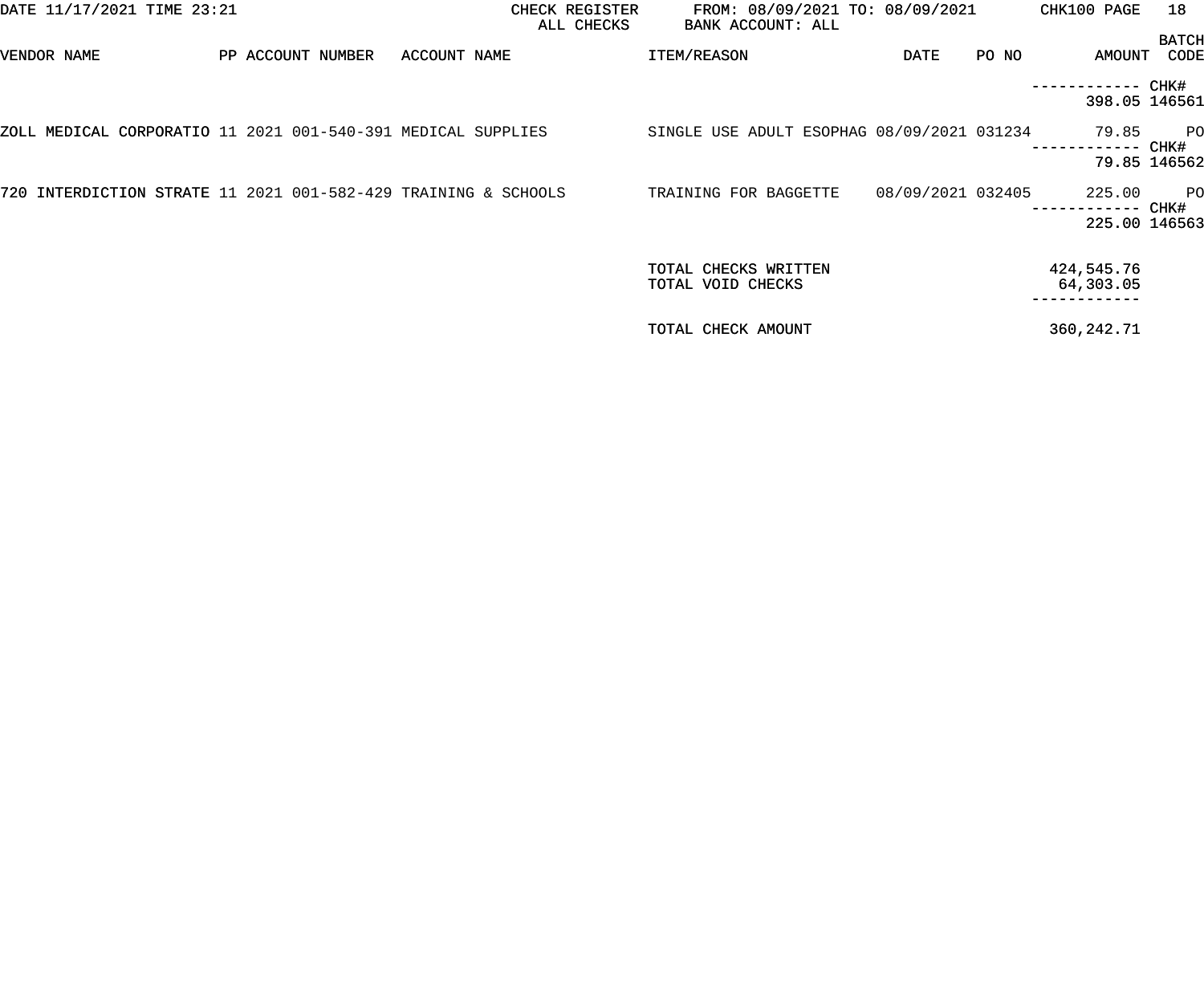DATE 11/17/2021 TIME 23:21 CHECK REGISTER ALL CHECKS FROM: 08/09/2021 TO: 08/09/2021 BANK ACCOUNT: ALL CHK100 PAGE 18

| VENDOR NAME | PP | ACCOUNT NUMBER | ACCOUNT NAME | ITEM/REASON | DATE | PO NO | AMOUNT | BATCH CODE |
|---|---|---|---|---|---|---|---|---|
| | | | | | | | ------------ | CHK# |
| | | | | | | | 398.05 | 146561 |
| ZOLL MEDICAL CORPORATIO | 11 | 2021 001-540-391 | MEDICAL SUPPLIES | SINGLE USE ADULT ESOPHAG | 08/09/2021 | 031234 | 79.85 | PO |
| | | | | | | | ------------ | CHK# |
| | | | | | | | 79.85 | 146562 |
| 720 INTERDICTION STRATE | 11 | 2021 001-582-429 | TRAINING & SCHOOLS | TRAINING FOR BAGGETTE | 08/09/2021 | 032405 | 225.00 | PO |
| | | | | | | | ------------ | CHK# |
| | | | | | | | 225.00 | 146563 |

| | |
|---|---|
| TOTAL CHECKS WRITTEN | 424,545.76 |
| TOTAL VOID CHECKS | 64,303.05 |
| | ------------ |
| TOTAL CHECK AMOUNT | 360,242.71 |